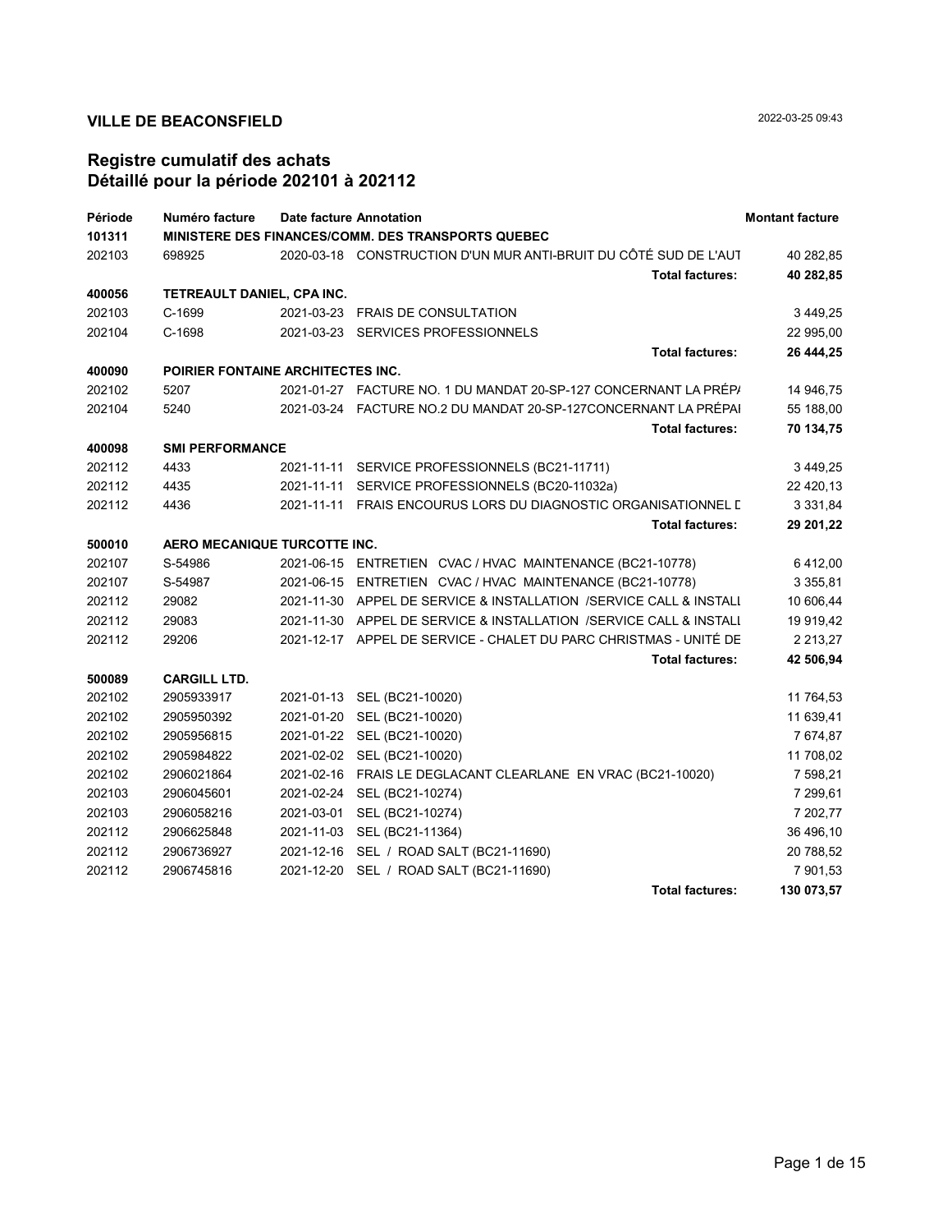**VILLE DE BEACONSFIELD**

2022-03-25 09:43

## Registre cumulatif des achats
## Détaillé pour la période 202101 à 202112

| Période | Numéro facture | Date facture | Annotation | Montant facture |
|---|---|---|---|---|
| **101311** | **MINISTERE DES FINANCES/COMM. DES TRANSPORTS QUEBEC** | | | |
| 202103 | 698925 | 2020-03-18 | CONSTRUCTION D'UN MUR ANTI-BRUIT DU CÔTÉ SUD DE L'AUT | 40 282,85 |
| | | | **Total factures:** | **40 282,85** |
| **400056** | **TETREAULT DANIEL, CPA INC.** | | | |
| 202103 | C-1699 | 2021-03-23 | FRAIS DE CONSULTATION | 3 449,25 |
| 202104 | C-1698 | 2021-03-23 | SERVICES PROFESSIONNELS | 22 995,00 |
| | | | **Total factures:** | **26 444,25** |
| **400090** | **POIRIER FONTAINE ARCHITECTES INC.** | | | |
| 202102 | 5207 | 2021-01-27 | FACTURE NO. 1 DU MANDAT 20-SP-127 CONCERNANT LA PRÉP/ | 14 946,75 |
| 202104 | 5240 | 2021-03-24 | FACTURE NO.2 DU MANDAT 20-SP-127CONCERNANT LA PRÉPAI | 55 188,00 |
| | | | **Total factures:** | **70 134,75** |
| **400098** | **SMI PERFORMANCE** | | | |
| 202112 | 4433 | 2021-11-11 | SERVICE PROFESSIONNELS (BC21-11711) | 3 449,25 |
| 202112 | 4435 | 2021-11-11 | SERVICE PROFESSIONNELS (BC20-11032a) | 22 420,13 |
| 202112 | 4436 | 2021-11-11 | FRAIS ENCOURUS LORS DU DIAGNOSTIC ORGANISATIONNEL D | 3 331,84 |
| | | | **Total factures:** | **29 201,22** |
| **500010** | **AERO MECANIQUE TURCOTTE INC.** | | | |
| 202107 | S-54986 | 2021-06-15 | ENTRETIEN CVAC / HVAC MAINTENANCE (BC21-10778) | 6 412,00 |
| 202107 | S-54987 | 2021-06-15 | ENTRETIEN CVAC / HVAC MAINTENANCE (BC21-10778) | 3 355,81 |
| 202112 | 29082 | 2021-11-30 | APPEL DE SERVICE & INSTALLATION /SERVICE CALL & INSTALI | 10 606,44 |
| 202112 | 29083 | 2021-11-30 | APPEL DE SERVICE & INSTALLATION /SERVICE CALL & INSTALI | 19 919,42 |
| 202112 | 29206 | 2021-12-17 | APPEL DE SERVICE - CHALET DU PARC CHRISTMAS - UNITÉ DE | 2 213,27 |
| | | | **Total factures:** | **42 506,94** |
| **500089** | **CARGILL LTD.** | | | |
| 202102 | 2905933917 | 2021-01-13 | SEL (BC21-10020) | 11 764,53 |
| 202102 | 2905950392 | 2021-01-20 | SEL (BC21-10020) | 11 639,41 |
| 202102 | 2905956815 | 2021-01-22 | SEL (BC21-10020) | 7 674,87 |
| 202102 | 2905984822 | 2021-02-02 | SEL (BC21-10020) | 11 708,02 |
| 202102 | 2906021864 | 2021-02-16 | FRAIS LE DEGLACANT CLEARLANE EN VRAC (BC21-10020) | 7 598,21 |
| 202103 | 2906045601 | 2021-02-24 | SEL (BC21-10274) | 7 299,61 |
| 202103 | 2906058216 | 2021-03-01 | SEL (BC21-10274) | 7 202,77 |
| 202112 | 2906625848 | 2021-11-03 | SEL (BC21-11364) | 36 496,10 |
| 202112 | 2906736927 | 2021-12-16 | SEL / ROAD SALT (BC21-11690) | 20 788,52 |
| 202112 | 2906745816 | 2021-12-20 | SEL / ROAD SALT (BC21-11690) | 7 901,53 |
| | | | **Total factures:** | **130 073,57** |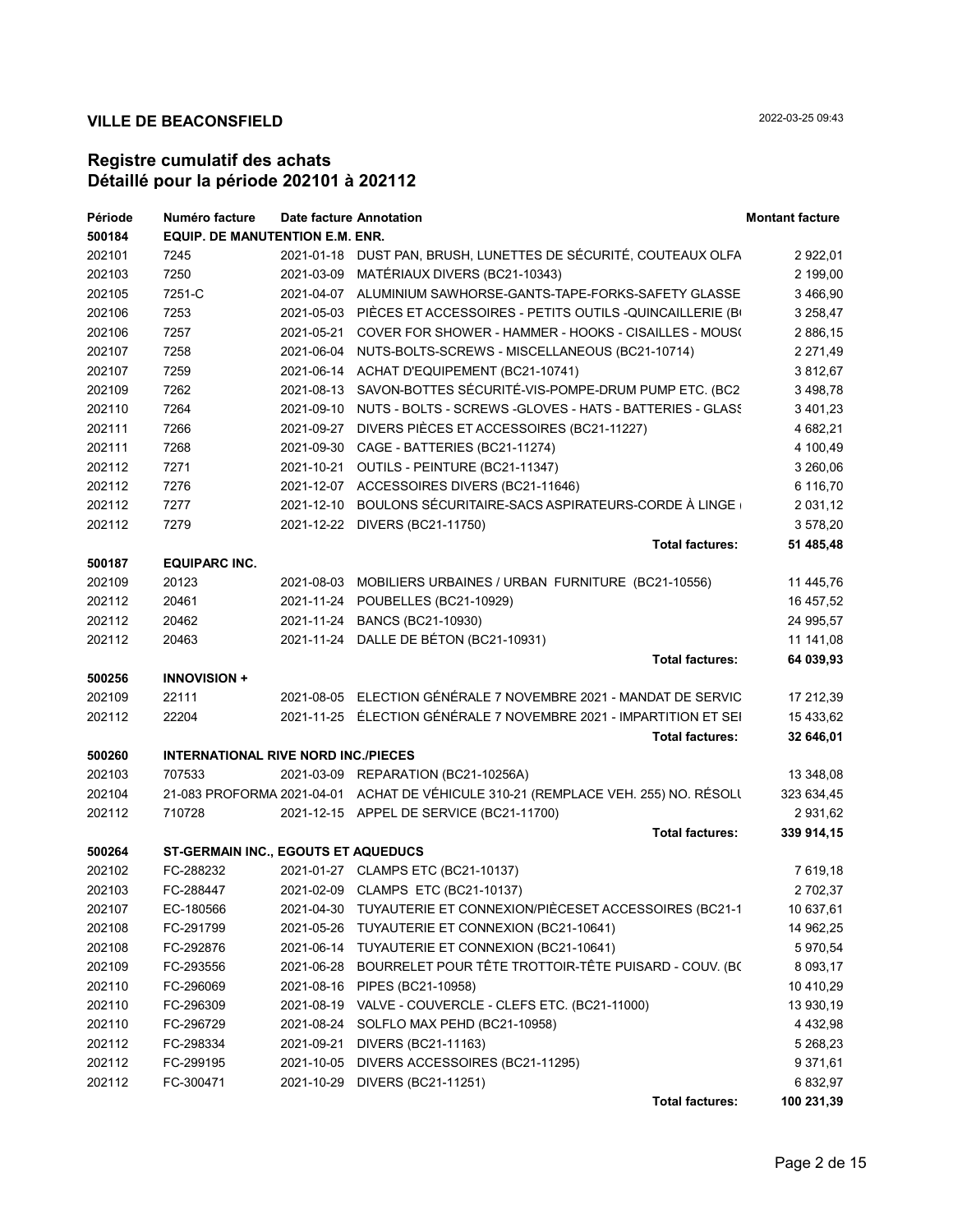**VILLE DE BEACONSFIELD** 2022-03-25 09:43

## Registre cumulatif des achats
## Détaillé pour la période 202101 à 202112

| Période | Numéro facture | Date facture | Annotation | Montant facture |
|---|---|---|---|---|
| **500184** | **EQUIP. DE MANUTENTION E.M. ENR.** | | | |
| 202101 | 7245 | 2021-01-18 | DUST PAN, BRUSH, LUNETTES DE SÉCURITÉ, COUTEAUX OLFA | 2 922,01 |
| 202103 | 7250 | 2021-03-09 | MATÉRIAUX DIVERS (BC21-10343) | 2 199,00 |
| 202105 | 7251-C | 2021-04-07 | ALUMINIUM SAWHORSE-GANTS-TAPE-FORKS-SAFETY GLASSE | 3 466,90 |
| 202106 | 7253 | 2021-05-03 | PIÈCES ET ACCESSOIRES - PETITS OUTILS -QUINCAILLERIE (B | 3 258,47 |
| 202106 | 7257 | 2021-05-21 | COVER FOR SHOWER - HAMMER - HOOKS - CISAILLES - MOUS( | 2 886,15 |
| 202107 | 7258 | 2021-06-04 | NUTS-BOLTS-SCREWS - MISCELLANEOUS (BC21-10714) | 2 271,49 |
| 202107 | 7259 | 2021-06-14 | ACHAT D'EQUIPEMENT (BC21-10741) | 3 812,67 |
| 202109 | 7262 | 2021-08-13 | SAVON-BOTTES SÉCURITÉ-VIS-POMPE-DRUM PUMP ETC. (BC2 | 3 498,78 |
| 202110 | 7264 | 2021-09-10 | NUTS - BOLTS - SCREWS -GLOVES - HATS - BATTERIES - GLASS | 3 401,23 |
| 202111 | 7266 | 2021-09-27 | DIVERS PIÈCES ET ACCESSOIRES (BC21-11227) | 4 682,21 |
| 202111 | 7268 | 2021-09-30 | CAGE - BATTERIES (BC21-11274) | 4 100,49 |
| 202112 | 7271 | 2021-10-21 | OUTILS - PEINTURE (BC21-11347) | 3 260,06 |
| 202112 | 7276 | 2021-12-07 | ACCESSOIRES DIVERS (BC21-11646) | 6 116,70 |
| 202112 | 7277 | 2021-12-10 | BOULONS SÉCURITAIRE-SACS ASPIRATEURS-CORDE À LINGE ( | 2 031,12 |
| 202112 | 7279 | 2021-12-22 | DIVERS (BC21-11750) | 3 578,20 |
| | | | **Total factures:** | **51 485,48** |
| **500187** | **EQUIPARC INC.** | | | |
| 202109 | 20123 | 2021-08-03 | MOBILIERS URBAINES / URBAN FURNITURE (BC21-10556) | 11 445,76 |
| 202112 | 20461 | 2021-11-24 | POUBELLES (BC21-10929) | 16 457,52 |
| 202112 | 20462 | 2021-11-24 | BANCS (BC21-10930) | 24 995,57 |
| 202112 | 20463 | 2021-11-24 | DALLE DE BÉTON (BC21-10931) | 11 141,08 |
| | | | **Total factures:** | **64 039,93** |
| **500256** | **INNOVISION +** | | | |
| 202109 | 22111 | 2021-08-05 | ELECTION GÉNÉRALE 7 NOVEMBRE 2021 - MANDAT DE SERVIC | 17 212,39 |
| 202112 | 22204 | 2021-11-25 | ÉLECTION GÉNÉRALE 7 NOVEMBRE 2021 - IMPARTITION ET SEI | 15 433,62 |
| | | | **Total factures:** | **32 646,01** |
| **500260** | **INTERNATIONAL RIVE NORD INC./PIECES** | | | |
| 202103 | 707533 | 2021-03-09 | REPARATION (BC21-10256A) | 13 348,08 |
| 202104 | 21-083 PROFORMA | 2021-04-01 | ACHAT DE VÉHICULE 310-21 (REMPLACE VEH. 255) NO. RÉSOLU | 323 634,45 |
| 202112 | 710728 | 2021-12-15 | APPEL DE SERVICE (BC21-11700) | 2 931,62 |
| | | | **Total factures:** | **339 914,15** |
| **500264** | **ST-GERMAIN INC., EGOUTS ET AQUEDUCS** | | | |
| 202102 | FC-288232 | 2021-01-27 | CLAMPS ETC (BC21-10137) | 7 619,18 |
| 202103 | FC-288447 | 2021-02-09 | CLAMPS ETC (BC21-10137) | 2 702,37 |
| 202107 | EC-180566 | 2021-04-30 | TUYAUTERIE ET CONNEXION/PIÈCESET ACCESSOIRES (BC21-1 | 10 637,61 |
| 202108 | FC-291799 | 2021-05-26 | TUYAUTERIE ET CONNEXION (BC21-10641) | 14 962,25 |
| 202108 | FC-292876 | 2021-06-14 | TUYAUTERIE ET CONNEXION (BC21-10641) | 5 970,54 |
| 202109 | FC-293556 | 2021-06-28 | BOURRELET POUR TÊTE TROTTOIR-TÊTE PUISARD - COUV. (B( | 8 093,17 |
| 202110 | FC-296069 | 2021-08-16 | PIPES (BC21-10958) | 10 410,29 |
| 202110 | FC-296309 | 2021-08-19 | VALVE - COUVERCLE - CLEFS ETC. (BC21-11000) | 13 930,19 |
| 202110 | FC-296729 | 2021-08-24 | SOLFLO MAX PEHD (BC21-10958) | 4 432,98 |
| 202112 | FC-298334 | 2021-09-21 | DIVERS (BC21-11163) | 5 268,23 |
| 202112 | FC-299195 | 2021-10-05 | DIVERS ACCESSOIRES (BC21-11295) | 9 371,61 |
| 202112 | FC-300471 | 2021-10-29 | DIVERS (BC21-11251) | 6 832,97 |
| | | | **Total factures:** | **100 231,39** |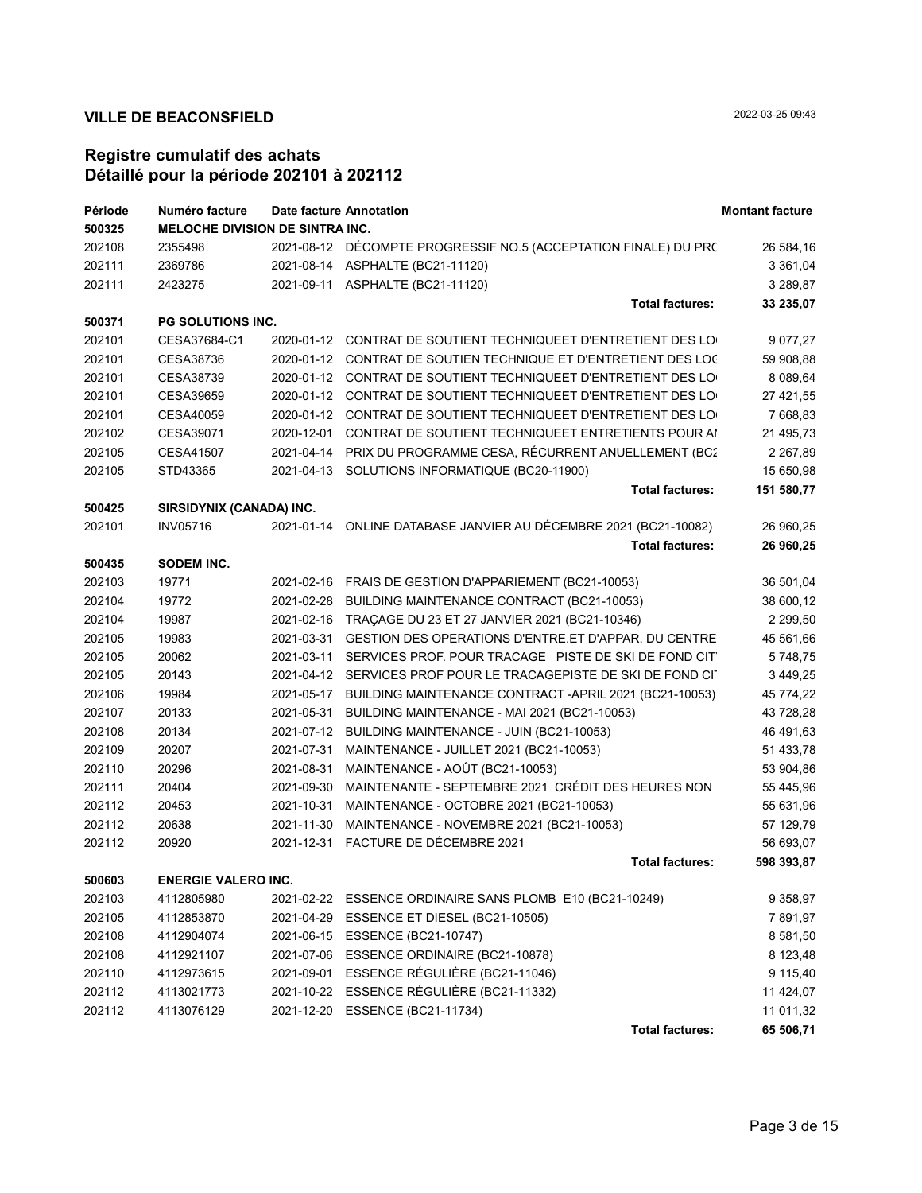**VILLE DE BEACONSFIELD** 2022-03-25 09:43

## Registre cumulatif des achats
## Détaillé pour la période 202101 à 202112

| Période | Numéro facture | Date facture | Annotation | Montant facture |
|---|---|---|---|---|
| **500325** | **MELOCHE DIVISION DE SINTRA INC.** | | | |
| 202108 | 2355498 | 2021-08-12 | DÉCOMPTE PROGRESSIF NO.5 (ACCEPTATION FINALE) DU PRC | 26 584,16 |
| 202111 | 2369786 | 2021-08-14 | ASPHALTE (BC21-11120) | 3 361,04 |
| 202111 | 2423275 | 2021-09-11 | ASPHALTE (BC21-11120) | 3 289,87 |
| | | | **Total factures:** | **33 235,07** |
| **500371** | **PG SOLUTIONS INC.** | | | |
| 202101 | CESA37684-C1 | 2020-01-12 | CONTRAT DE SOUTIENT TECHNIQUEET D'ENTRETIENT DES LO | 9 077,27 |
| 202101 | CESA38736 | 2020-01-12 | CONTRAT DE SOUTIEN TECHNIQUE ET D'ENTRETIENT DES LOC | 59 908,88 |
| 202101 | CESA38739 | 2020-01-12 | CONTRAT DE SOUTIENT TECHNIQUEET D'ENTRETIENT DES LO | 8 089,64 |
| 202101 | CESA39659 | 2020-01-12 | CONTRAT DE SOUTIENT TECHNIQUEET D'ENTRETIENT DES LO | 27 421,55 |
| 202101 | CESA40059 | 2020-01-12 | CONTRAT DE SOUTIENT TECHNIQUEET D'ENTRETIENT DES LO | 7 668,83 |
| 202102 | CESA39071 | 2020-12-01 | CONTRAT DE SOUTIENT TECHNIQUEET ENTRETIENTS POUR AI | 21 495,73 |
| 202105 | CESA41507 | 2021-04-14 | PRIX DU PROGRAMME CESA, RÉCURRENT ANUELLEMENT (BC2 | 2 267,89 |
| 202105 | STD43365 | 2021-04-13 | SOLUTIONS INFORMATIQUE (BC20-11900) | 15 650,98 |
| | | | **Total factures:** | **151 580,77** |
| **500425** | **SIRSIDYNIX (CANADA) INC.** | | | |
| 202101 | INV05716 | 2021-01-14 | ONLINE DATABASE JANVIER AU DÉCEMBRE 2021 (BC21-10082) | 26 960,25 |
| | | | **Total factures:** | **26 960,25** |
| **500435** | **SODEM INC.** | | | |
| 202103 | 19771 | 2021-02-16 | FRAIS DE GESTION D'APPARIEMENT (BC21-10053) | 36 501,04 |
| 202104 | 19772 | 2021-02-28 | BUILDING MAINTENANCE CONTRACT (BC21-10053) | 38 600,12 |
| 202104 | 19987 | 2021-02-16 | TRAÇAGE DU 23 ET 27 JANVIER 2021 (BC21-10346) | 2 299,50 |
| 202105 | 19983 | 2021-03-31 | GESTION DES OPERATIONS D'ENTRE.ET D'APPAR. DU CENTRE | 45 561,66 |
| 202105 | 20062 | 2021-03-11 | SERVICES PROF. POUR TRACAGE PISTE DE SKI DE FOND CIT | 5 748,75 |
| 202105 | 20143 | 2021-04-12 | SERVICES PROF POUR LE TRACAGEPISTE DE SKI DE FOND CI | 3 449,25 |
| 202106 | 19984 | 2021-05-17 | BUILDING MAINTENANCE CONTRACT -APRIL 2021 (BC21-10053) | 45 774,22 |
| 202107 | 20133 | 2021-05-31 | BUILDING MAINTENANCE - MAI 2021 (BC21-10053) | 43 728,28 |
| 202108 | 20134 | 2021-07-12 | BUILDING MAINTENANCE - JUIN (BC21-10053) | 46 491,63 |
| 202109 | 20207 | 2021-07-31 | MAINTENANCE - JUILLET 2021 (BC21-10053) | 51 433,78 |
| 202110 | 20296 | 2021-08-31 | MAINTENANCE - AOÛT (BC21-10053) | 53 904,86 |
| 202111 | 20404 | 2021-09-30 | MAINTENANTE - SEPTEMBRE 2021 CRÉDIT DES HEURES NON | 55 445,96 |
| 202112 | 20453 | 2021-10-31 | MAINTENANCE - OCTOBRE 2021 (BC21-10053) | 55 631,96 |
| 202112 | 20638 | 2021-11-30 | MAINTENANCE - NOVEMBRE 2021 (BC21-10053) | 57 129,79 |
| 202112 | 20920 | 2021-12-31 | FACTURE DE DÉCEMBRE 2021 | 56 693,07 |
| | | | **Total factures:** | **598 393,87** |
| **500603** | **ENERGIE VALERO INC.** | | | |
| 202103 | 4112805980 | 2021-02-22 | ESSENCE ORDINAIRE SANS PLOMB E10 (BC21-10249) | 9 358,97 |
| 202105 | 4112853870 | 2021-04-29 | ESSENCE ET DIESEL (BC21-10505) | 7 891,97 |
| 202108 | 4112904074 | 2021-06-15 | ESSENCE (BC21-10747) | 8 581,50 |
| 202108 | 4112921107 | 2021-07-06 | ESSENCE ORDINAIRE (BC21-10878) | 8 123,48 |
| 202110 | 4112973615 | 2021-09-01 | ESSENCE RÉGULIÈRE (BC21-11046) | 9 115,40 |
| 202112 | 4113021773 | 2021-10-22 | ESSENCE RÉGULIÈRE (BC21-11332) | 11 424,07 |
| 202112 | 4113076129 | 2021-12-20 | ESSENCE (BC21-11734) | 11 011,32 |
| | | | **Total factures:** | **65 506,71** |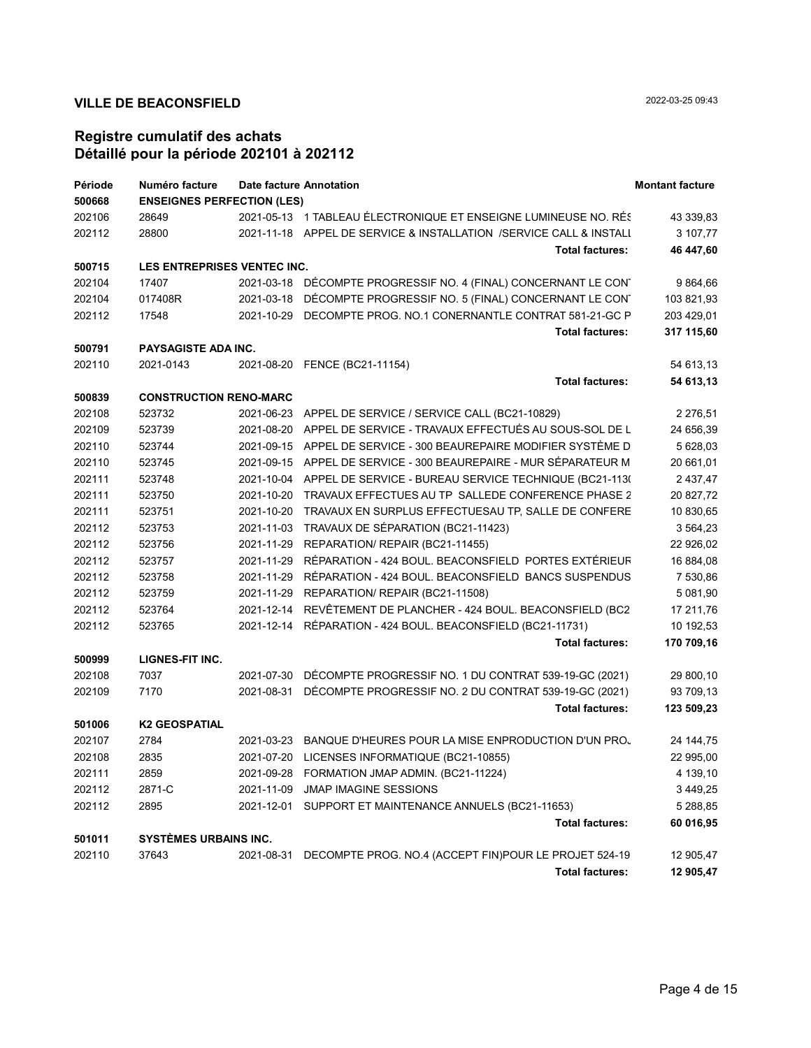**VILLE DE BEACONSFIELD**

2022-03-25 09:43

## Registre cumulatif des achats
## Détaillé pour la période 202101 à 202112

| Période | Numéro facture | Date facture | Annotation | Montant facture |
|---|---|---|---|---|
| **500668** | **ENSEIGNES PERFECTION (LES)** | | | |
| 202106 | 28649 | 2021-05-13 | 1 TABLEAU ÉLECTRONIQUE ET ENSEIGNE LUMINEUSE NO. RÉS | 43 339,83 |
| 202112 | 28800 | 2021-11-18 | APPEL DE SERVICE & INSTALLATION /SERVICE CALL & INSTALL | 3 107,77 |
| | | | **Total factures:** | **46 447,60** |
| **500715** | **LES ENTREPRISES VENTEC INC.** | | | |
| 202104 | 17407 | 2021-03-18 | DÉCOMPTE PROGRESSIF NO. 4 (FINAL) CONCERNANT LE CONT | 9 864,66 |
| 202104 | 017408R | 2021-03-18 | DÉCOMPTE PROGRESSIF NO. 5 (FINAL) CONCERNANT LE CONT | 103 821,93 |
| 202112 | 17548 | 2021-10-29 | DECOMPTE PROG. NO.1 CONERNANTLE CONTRAT 581-21-GC P | 203 429,01 |
| | | | **Total factures:** | **317 115,60** |
| **500791** | **PAYSAGISTE ADA INC.** | | | |
| 202110 | 2021-0143 | 2021-08-20 | FENCE (BC21-11154) | 54 613,13 |
| | | | **Total factures:** | **54 613,13** |
| **500839** | **CONSTRUCTION RENO-MARC** | | | |
| 202108 | 523732 | 2021-06-23 | APPEL DE SERVICE / SERVICE CALL (BC21-10829) | 2 276,51 |
| 202109 | 523739 | 2021-08-20 | APPEL DE SERVICE - TRAVAUX EFFECTUÉS AU SOUS-SOL DE L | 24 656,39 |
| 202110 | 523744 | 2021-09-15 | APPEL DE SERVICE - 300 BEAUREPAIRE MODIFIER SYSTÈME D | 5 628,03 |
| 202110 | 523745 | 2021-09-15 | APPEL DE SERVICE - 300 BEAUREPAIRE - MUR SÉPARATEUR M | 20 661,01 |
| 202111 | 523748 | 2021-10-04 | APPEL DE SERVICE - BUREAU SERVICE TECHNIQUE (BC21-113( | 2 437,47 |
| 202111 | 523750 | 2021-10-20 | TRAVAUX EFFECTUES AU TP SALLEDE CONFERENCE PHASE 2 | 20 827,72 |
| 202111 | 523751 | 2021-10-20 | TRAVAUX EN SURPLUS EFFECTUESAU TP, SALLE DE CONFERE | 10 830,65 |
| 202112 | 523753 | 2021-11-03 | TRAVAUX DE SÉPARATION (BC21-11423) | 3 564,23 |
| 202112 | 523756 | 2021-11-29 | REPARATION/ REPAIR (BC21-11455) | 22 926,02 |
| 202112 | 523757 | 2021-11-29 | RÉPARATION - 424 BOUL. BEACONSFIELD PORTES EXTÉRIEUR | 16 884,08 |
| 202112 | 523758 | 2021-11-29 | RÉPARATION - 424 BOUL. BEACONSFIELD BANCS SUSPENDUS | 7 530,86 |
| 202112 | 523759 | 2021-11-29 | REPARATION/ REPAIR (BC21-11508) | 5 081,90 |
| 202112 | 523764 | 2021-12-14 | REVÊTEMENT DE PLANCHER - 424 BOUL. BEACONSFIELD (BC2 | 17 211,76 |
| 202112 | 523765 | 2021-12-14 | RÉPARATION - 424 BOUL. BEACONSFIELD (BC21-11731) | 10 192,53 |
| | | | **Total factures:** | **170 709,16** |
| **500999** | **LIGNES-FIT INC.** | | | |
| 202108 | 7037 | 2021-07-30 | DÉCOMPTE PROGRESSIF NO. 1 DU CONTRAT 539-19-GC (2021) | 29 800,10 |
| 202109 | 7170 | 2021-08-31 | DÉCOMPTE PROGRESSIF NO. 2 DU CONTRAT 539-19-GC (2021) | 93 709,13 |
| | | | **Total factures:** | **123 509,23** |
| **501006** | **K2 GEOSPATIAL** | | | |
| 202107 | 2784 | 2021-03-23 | BANQUE D'HEURES POUR LA MISE ENPRODUCTION D'UN PROJ | 24 144,75 |
| 202108 | 2835 | 2021-07-20 | LICENSES INFORMATIQUE (BC21-10855) | 22 995,00 |
| 202111 | 2859 | 2021-09-28 | FORMATION JMAP ADMIN. (BC21-11224) | 4 139,10 |
| 202112 | 2871-C | 2021-11-09 | JMAP IMAGINE SESSIONS | 3 449,25 |
| 202112 | 2895 | 2021-12-01 | SUPPORT ET MAINTENANCE ANNUELS (BC21-11653) | 5 288,85 |
| | | | **Total factures:** | **60 016,95** |
| **501011** | **SYSTÈMES URBAINS INC.** | | | |
| 202110 | 37643 | 2021-08-31 | DECOMPTE PROG. NO.4 (ACCEPT FIN)POUR LE PROJET 524-19 | 12 905,47 |
| | | | **Total factures:** | **12 905,47** |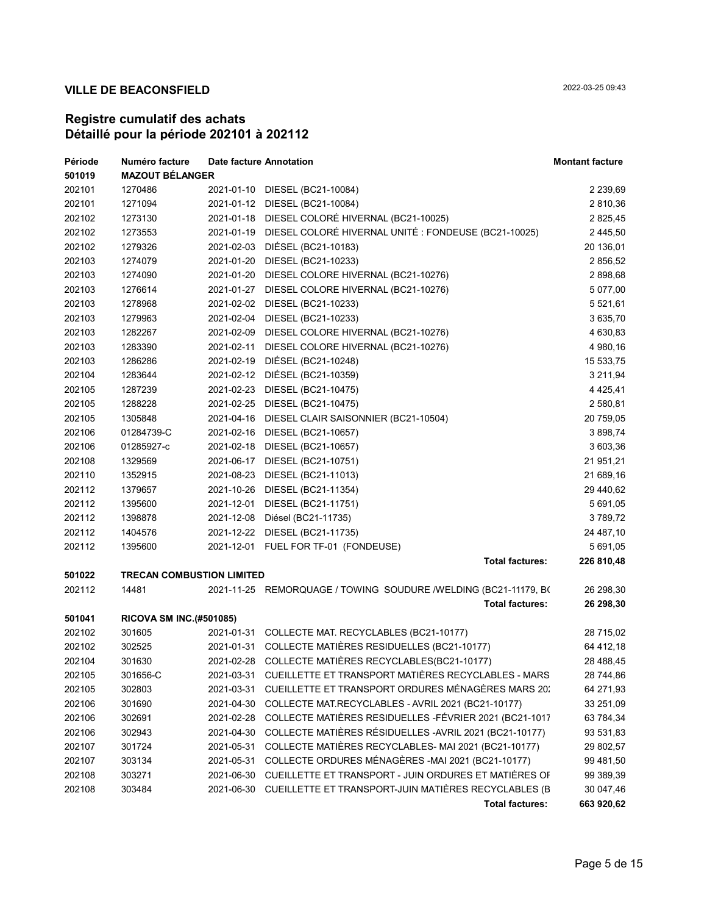## VILLE DE BEACONSFIELD

2022-03-25 09:43

# Registre cumulatif des achats
## Détaillé pour la période 202101 à 202112

| Période | Numéro facture | Date facture | Annotation | Montant facture |
|---|---|---|---|---|
| **501019** | **MAZOUT BÉLANGER** | | | |
| 202101 | 1270486 | 2021-01-10 | DIESEL (BC21-10084) | 2 239,69 |
| 202101 | 1271094 | 2021-01-12 | DIESEL (BC21-10084) | 2 810,36 |
| 202102 | 1273130 | 2021-01-18 | DIESEL COLORÉ HIVERNAL (BC21-10025) | 2 825,45 |
| 202102 | 1273553 | 2021-01-19 | DIESEL COLORÉ HIVERNAL UNITÉ : FONDEUSE (BC21-10025) | 2 445,50 |
| 202102 | 1279326 | 2021-02-03 | DIÉSEL (BC21-10183) | 20 136,01 |
| 202103 | 1274079 | 2021-01-20 | DIESEL (BC21-10233) | 2 856,52 |
| 202103 | 1274090 | 2021-01-20 | DIESEL COLORE HIVERNAL (BC21-10276) | 2 898,68 |
| 202103 | 1276614 | 2021-01-27 | DIESEL COLORE HIVERNAL (BC21-10276) | 5 077,00 |
| 202103 | 1278968 | 2021-02-02 | DIESEL (BC21-10233) | 5 521,61 |
| 202103 | 1279963 | 2021-02-04 | DIESEL (BC21-10233) | 3 635,70 |
| 202103 | 1282267 | 2021-02-09 | DIESEL COLORE HIVERNAL (BC21-10276) | 4 630,83 |
| 202103 | 1283390 | 2021-02-11 | DIESEL COLORE HIVERNAL (BC21-10276) | 4 980,16 |
| 202103 | 1286286 | 2021-02-19 | DIÉSEL (BC21-10248) | 15 533,75 |
| 202104 | 1283644 | 2021-02-12 | DIÉSEL (BC21-10359) | 3 211,94 |
| 202105 | 1287239 | 2021-02-23 | DIESEL (BC21-10475) | 4 425,41 |
| 202105 | 1288228 | 2021-02-25 | DIESEL (BC21-10475) | 2 580,81 |
| 202105 | 1305848 | 2021-04-16 | DIESEL CLAIR SAISONNIER (BC21-10504) | 20 759,05 |
| 202106 | 01284739-C | 2021-02-16 | DIESEL (BC21-10657) | 3 898,74 |
| 202106 | 01285927-c | 2021-02-18 | DIESEL (BC21-10657) | 3 603,36 |
| 202108 | 1329569 | 2021-06-17 | DIESEL (BC21-10751) | 21 951,21 |
| 202110 | 1352915 | 2021-08-23 | DIESEL (BC21-11013) | 21 689,16 |
| 202112 | 1379657 | 2021-10-26 | DIESEL (BC21-11354) | 29 440,62 |
| 202112 | 1395600 | 2021-12-01 | DIESEL (BC21-11751) | 5 691,05 |
| 202112 | 1398878 | 2021-12-08 | Diésel (BC21-11735) | 3 789,72 |
| 202112 | 1404576 | 2021-12-22 | DIESEL (BC21-11735) | 24 487,10 |
| 202112 | 1395600 | 2021-12-01 | FUEL FOR TF-01 (FONDEUSE) | 5 691,05 |
| | | | **Total factures:** | **226 810,48** |
| **501022** | **TRECAN COMBUSTION LIMITED** | | | |
| 202112 | 14481 | 2021-11-25 | REMORQUAGE / TOWING SOUDURE /WELDING (BC21-11179, B( | 26 298,30 |
| | | | **Total factures:** | **26 298,30** |
| **501041** | **RICOVA SM INC.(#501085)** | | | |
| 202102 | 301605 | 2021-01-31 | COLLECTE MAT. RECYCLABLES (BC21-10177) | 28 715,02 |
| 202102 | 302525 | 2021-01-31 | COLLECTE MATIÈRES RESIDUELLES (BC21-10177) | 64 412,18 |
| 202104 | 301630 | 2021-02-28 | COLLECTE MATIÈRES RECYCLABLES(BC21-10177) | 28 488,45 |
| 202105 | 301656-C | 2021-03-31 | CUEILLETTE ET TRANSPORT MATIÈRES RECYCLABLES - MARS | 28 744,86 |
| 202105 | 302803 | 2021-03-31 | CUEILLETTE ET TRANSPORT ORDURES MÉNAGÈRES MARS 20: | 64 271,93 |
| 202106 | 301690 | 2021-04-30 | COLLECTE MAT.RECYCLABLES - AVRIL 2021 (BC21-10177) | 33 251,09 |
| 202106 | 302691 | 2021-02-28 | COLLECTE MATIÈRES RESIDUELLES -FÉVRIER 2021 (BC21-1017 | 63 784,34 |
| 202106 | 302943 | 2021-04-30 | COLLECTE MATIÈRES RÉSIDUELLES -AVRIL 2021 (BC21-10177) | 93 531,83 |
| 202107 | 301724 | 2021-05-31 | COLLECTE MATIÈRES RECYCLABLES- MAI 2021 (BC21-10177) | 29 802,57 |
| 202107 | 303134 | 2021-05-31 | COLLECTE ORDURES MÉNAGÈRES -MAI 2021 (BC21-10177) | 99 481,50 |
| 202108 | 303271 | 2021-06-30 | CUEILLETTE ET TRANSPORT - JUIN ORDURES ET MATIÈRES OI | 99 389,39 |
| 202108 | 303484 | 2021-06-30 | CUEILLETTE ET TRANSPORT-JUIN MATIÈRES RECYCLABLES (B | 30 047,46 |
| | | | **Total factures:** | **663 920,62** |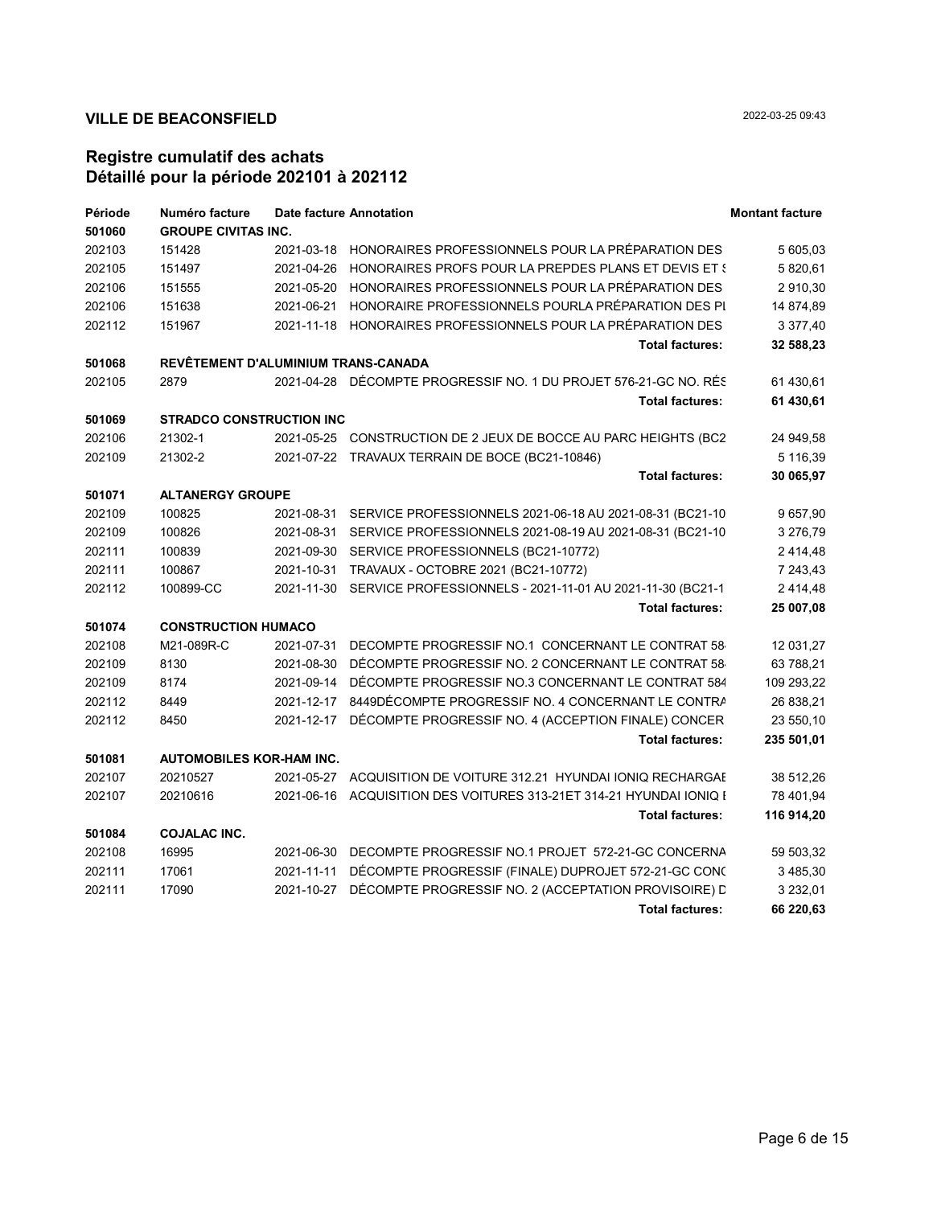**VILLE DE BEACONSFIELD** 2022-03-25 09:43

## Registre cumulatif des achats
## Détaillé pour la période 202101 à 202112

| Période | Numéro facture | Date facture | Annotation | Montant facture |
|---|---|---|---|---|
| **501060** | **GROUPE CIVITAS INC.** | | | |
| 202103 | 151428 | 2021-03-18 | HONORAIRES PROFESSIONNELS POUR LA PRÉPARATION DES | 5 605,03 |
| 202105 | 151497 | 2021-04-26 | HONORAIRES PROFS POUR LA PREPDES PLANS ET DEVIS ET S | 5 820,61 |
| 202106 | 151555 | 2021-05-20 | HONORAIRES PROFESSIONNELS POUR LA PRÉPARATION DES | 2 910,30 |
| 202106 | 151638 | 2021-06-21 | HONORAIRE PROFESSIONNELS POURLA PRÉPARATION DES PL | 14 874,89 |
| 202112 | 151967 | 2021-11-18 | HONORAIRES PROFESSIONNELS POUR LA PRÉPARATION DES | 3 377,40 |
| | | | **Total factures:** | **32 588,23** |
| **501068** | **REVÊTEMENT D'ALUMINIUM TRANS-CANADA** | | | |
| 202105 | 2879 | 2021-04-28 | DÉCOMPTE PROGRESSIF NO. 1 DU PROJET 576-21-GC NO. RÉS | 61 430,61 |
| | | | **Total factures:** | **61 430,61** |
| **501069** | **STRADCO CONSTRUCTION INC** | | | |
| 202106 | 21302-1 | 2021-05-25 | CONSTRUCTION DE 2 JEUX DE BOCCE AU PARC HEIGHTS (BC2 | 24 949,58 |
| 202109 | 21302-2 | 2021-07-22 | TRAVAUX TERRAIN DE BOCE (BC21-10846) | 5 116,39 |
| | | | **Total factures:** | **30 065,97** |
| **501071** | **ALTANERGY GROUPE** | | | |
| 202109 | 100825 | 2021-08-31 | SERVICE PROFESSIONNELS 2021-06-18 AU 2021-08-31 (BC21-10 | 9 657,90 |
| 202109 | 100826 | 2021-08-31 | SERVICE PROFESSIONNELS 2021-08-19 AU 2021-08-31 (BC21-10 | 3 276,79 |
| 202111 | 100839 | 2021-09-30 | SERVICE PROFESSIONNELS (BC21-10772) | 2 414,48 |
| 202111 | 100867 | 2021-10-31 | TRAVAUX - OCTOBRE 2021 (BC21-10772) | 7 243,43 |
| 202112 | 100899-CC | 2021-11-30 | SERVICE PROFESSIONNELS - 2021-11-01 AU 2021-11-30 (BC21-1 | 2 414,48 |
| | | | **Total factures:** | **25 007,08** |
| **501074** | **CONSTRUCTION HUMACO** | | | |
| 202108 | M21-089R-C | 2021-07-31 | DECOMPTE PROGRESSIF NO.1 CONCERNANT LE CONTRAT 58 | 12 031,27 |
| 202109 | 8130 | 2021-08-30 | DÉCOMPTE PROGRESSIF NO. 2 CONCERNANT LE CONTRAT 58 | 63 788,21 |
| 202109 | 8174 | 2021-09-14 | DÉCOMPTE PROGRESSIF NO.3 CONCERNANT LE CONTRAT 584 | 109 293,22 |
| 202112 | 8449 | 2021-12-17 | 8449DÉCOMPTE PROGRESSIF NO. 4 CONCERNANT LE CONTRA | 26 838,21 |
| 202112 | 8450 | 2021-12-17 | DÉCOMPTE PROGRESSIF NO. 4 (ACCEPTION FINALE) CONCER | 23 550,10 |
| | | | **Total factures:** | **235 501,01** |
| **501081** | **AUTOMOBILES KOR-HAM INC.** | | | |
| 202107 | 20210527 | 2021-05-27 | ACQUISITION DE VOITURE 312.21 HYUNDAI IONIQ RECHARGAE | 38 512,26 |
| 202107 | 20210616 | 2021-06-16 | ACQUISITION DES VOITURES 313-21ET 314-21 HYUNDAI IONIQ I | 78 401,94 |
| | | | **Total factures:** | **116 914,20** |
| **501084** | **COJALAC INC.** | | | |
| 202108 | 16995 | 2021-06-30 | DECOMPTE PROGRESSIF NO.1 PROJET 572-21-GC CONCERNA | 59 503,32 |
| 202111 | 17061 | 2021-11-11 | DÉCOMPTE PROGRESSIF (FINALE) DUPROJET 572-21-GC CONC | 3 485,30 |
| 202111 | 17090 | 2021-10-27 | DÉCOMPTE PROGRESSIF NO. 2 (ACCEPTATION PROVISOIRE) D | 3 232,01 |
| | | | **Total factures:** | **66 220,63** |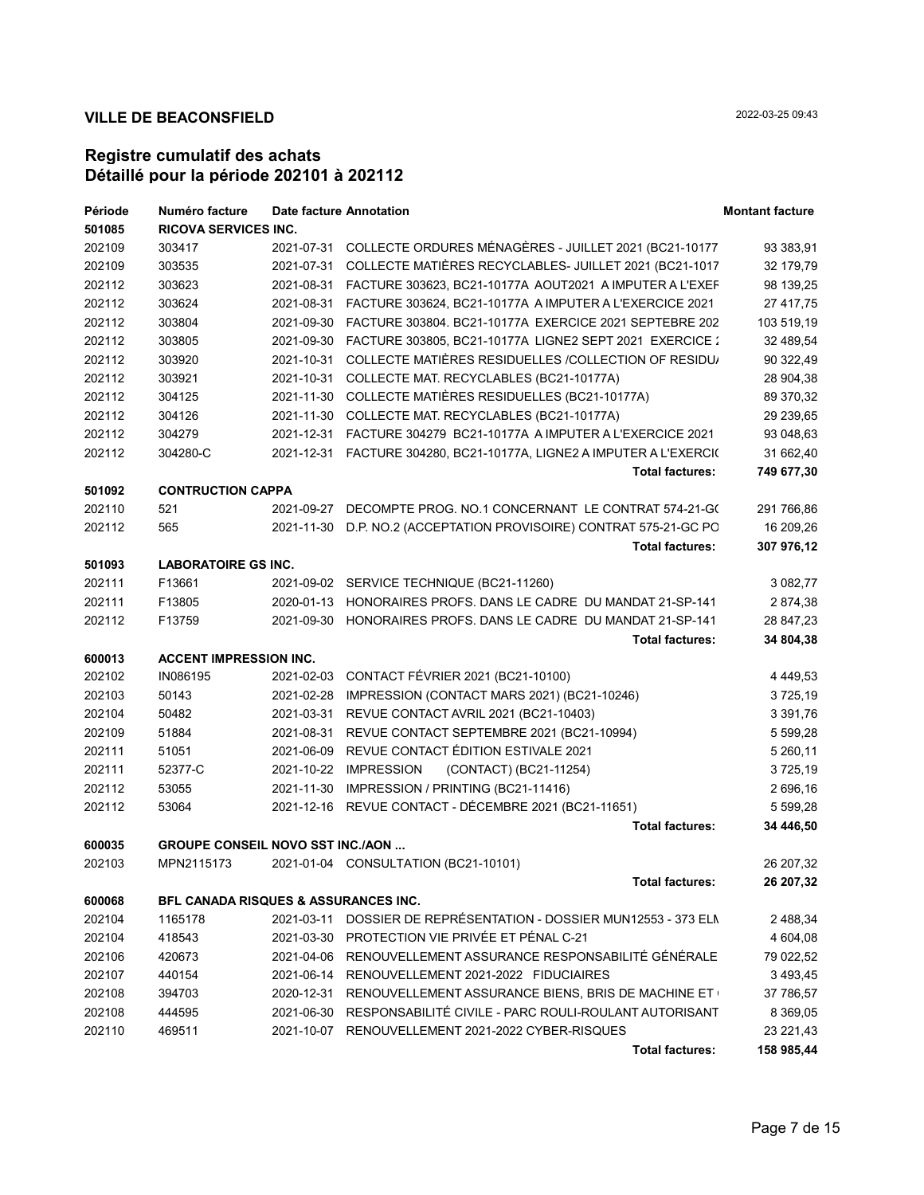## VILLE DE BEACONSFIELD

2022-03-25 09:43

# Registre cumulatif des achats
## Détaillé pour la période 202101 à 202112

| Période | Numéro facture | Date facture | Annotation | Montant facture |
|---|---|---|---|---|
| **501085** | **RICOVA SERVICES INC.** | | | |
| 202109 | 303417 | 2021-07-31 | COLLECTE ORDURES MÉNAGÈRES - JUILLET 2021 (BC21-10177 | 93 383,91 |
| 202109 | 303535 | 2021-07-31 | COLLECTE MATIÈRES RECYCLABLES- JUILLET 2021 (BC21-1017 | 32 179,79 |
| 202112 | 303623 | 2021-08-31 | FACTURE 303623, BC21-10177A AOUT2021 A IMPUTER A L'EXEF | 98 139,25 |
| 202112 | 303624 | 2021-08-31 | FACTURE 303624, BC21-10177A A IMPUTER A L'EXERCICE 2021 | 27 417,75 |
| 202112 | 303804 | 2021-09-30 | FACTURE 303804. BC21-10177A EXERCICE 2021 SEPTEBRE 202 | 103 519,19 |
| 202112 | 303805 | 2021-09-30 | FACTURE 303805, BC21-10177A LIGNE2 SEPT 2021 EXERCICE : | 32 489,54 |
| 202112 | 303920 | 2021-10-31 | COLLECTE MATIÈRES RESIDUELLES /COLLECTION OF RESIDU/ | 90 322,49 |
| 202112 | 303921 | 2021-10-31 | COLLECTE MAT. RECYCLABLES (BC21-10177A) | 28 904,38 |
| 202112 | 304125 | 2021-11-30 | COLLECTE MATIÈRES RESIDUELLES (BC21-10177A) | 89 370,32 |
| 202112 | 304126 | 2021-11-30 | COLLECTE MAT. RECYCLABLES (BC21-10177A) | 29 239,65 |
| 202112 | 304279 | 2021-12-31 | FACTURE 304279 BC21-10177A A IMPUTER A L'EXERCICE 2021 | 93 048,63 |
| 202112 | 304280-C | 2021-12-31 | FACTURE 304280, BC21-10177A, LIGNE2 A IMPUTER A L'EXERCI( | 31 662,40 |
| | | | **Total factures:** | **749 677,30** |
| **501092** | **CONTRUCTION CAPPA** | | | |
| 202110 | 521 | 2021-09-27 | DECOMPTE PROG. NO.1 CONCERNANT LE CONTRAT 574-21-G( | 291 766,86 |
| 202112 | 565 | 2021-11-30 | D.P. NO.2 (ACCEPTATION PROVISOIRE) CONTRAT 575-21-GC PO | 16 209,26 |
| | | | **Total factures:** | **307 976,12** |
| **501093** | **LABORATOIRE GS INC.** | | | |
| 202111 | F13661 | 2021-09-02 | SERVICE TECHNIQUE (BC21-11260) | 3 082,77 |
| 202111 | F13805 | 2020-01-13 | HONORAIRES PROFS. DANS LE CADRE DU MANDAT 21-SP-141 | 2 874,38 |
| 202112 | F13759 | 2021-09-30 | HONORAIRES PROFS. DANS LE CADRE DU MANDAT 21-SP-141 | 28 847,23 |
| | | | **Total factures:** | **34 804,38** |
| **600013** | **ACCENT IMPRESSION INC.** | | | |
| 202102 | IN086195 | 2021-02-03 | CONTACT FÉVRIER 2021 (BC21-10100) | 4 449,53 |
| 202103 | 50143 | 2021-02-28 | IMPRESSION (CONTACT MARS 2021) (BC21-10246) | 3 725,19 |
| 202104 | 50482 | 2021-03-31 | REVUE CONTACT AVRIL 2021 (BC21-10403) | 3 391,76 |
| 202109 | 51884 | 2021-08-31 | REVUE CONTACT SEPTEMBRE 2021 (BC21-10994) | 5 599,28 |
| 202111 | 51051 | 2021-06-09 | REVUE CONTACT ÉDITION ESTIVALE 2021 | 5 260,11 |
| 202111 | 52377-C | 2021-10-22 | IMPRESSION (CONTACT) (BC21-11254) | 3 725,19 |
| 202112 | 53055 | 2021-11-30 | IMPRESSION / PRINTING (BC21-11416) | 2 696,16 |
| 202112 | 53064 | 2021-12-16 | REVUE CONTACT - DÉCEMBRE 2021 (BC21-11651) | 5 599,28 |
| | | | **Total factures:** | **34 446,50** |
| **600035** | **GROUPE CONSEIL NOVO SST INC./AON ...** | | | |
| 202103 | MPN2115173 | 2021-01-04 | CONSULTATION (BC21-10101) | 26 207,32 |
| | | | **Total factures:** | **26 207,32** |
| **600068** | **BFL CANADA RISQUES & ASSURANCES INC.** | | | |
| 202104 | 1165178 | 2021-03-11 | DOSSIER DE REPRÉSENTATION - DOSSIER MUN12553 - 373 ELN | 2 488,34 |
| 202104 | 418543 | 2021-03-30 | PROTECTION VIE PRIVÉE ET PÉNAL C-21 | 4 604,08 |
| 202106 | 420673 | 2021-04-06 | RENOUVELLEMENT ASSURANCE RESPONSABILITÉ GÉNÉRALE | 79 022,52 |
| 202107 | 440154 | 2021-06-14 | RENOUVELLEMENT 2021-2022 FIDUCIAIRES | 3 493,45 |
| 202108 | 394703 | 2020-12-31 | RENOUVELLEMENT ASSURANCE BIENS, BRIS DE MACHINE ET | 37 786,57 |
| 202108 | 444595 | 2021-06-30 | RESPONSABILITÉ CIVILE - PARC ROULI-ROULANT AUTORISANT | 8 369,05 |
| 202110 | 469511 | 2021-10-07 | RENOUVELLEMENT 2021-2022 CYBER-RISQUES | 23 221,43 |
| | | | **Total factures:** | **158 985,44** |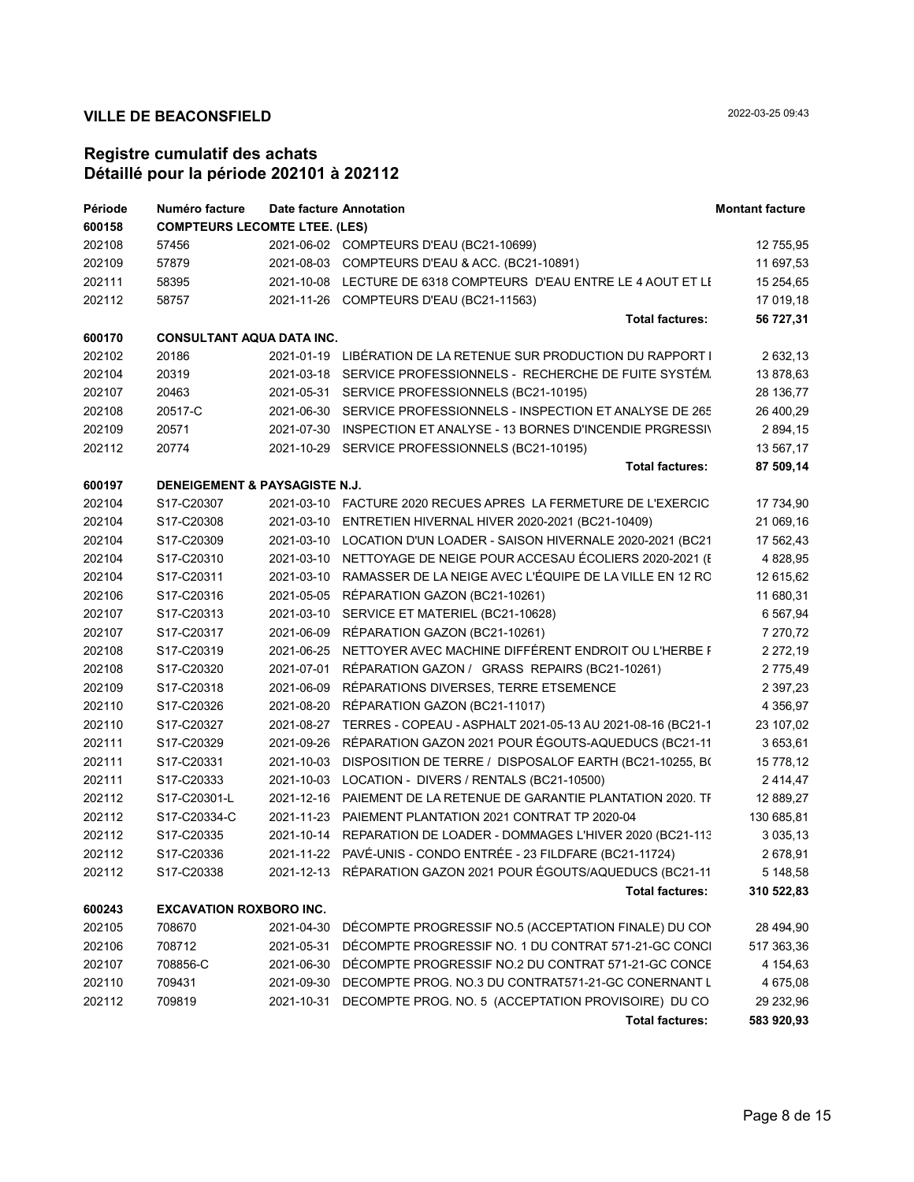**VILLE DE BEACONSFIELD** 2022-03-25 09:43

## Registre cumulatif des achats
## Détaillé pour la période 202101 à 202112

| Période | Numéro facture | Date facture | Annotation | Montant facture |
|---|---|---|---|---|
| **600158** | **COMPTEURS LECOMTE LTEE. (LES)** | | | |
| 202108 | 57456 | 2021-06-02 | COMPTEURS D'EAU (BC21-10699) | 12 755,95 |
| 202109 | 57879 | 2021-08-03 | COMPTEURS D'EAU & ACC. (BC21-10891) | 11 697,53 |
| 202111 | 58395 | 2021-10-08 | LECTURE DE 6318 COMPTEURS D'EAU ENTRE LE 4 AOUT ET LE | 15 254,65 |
| 202112 | 58757 | 2021-11-26 | COMPTEURS D'EAU (BC21-11563) | 17 019,18 |
| | | | **Total factures:** | **56 727,31** |
| **600170** | **CONSULTANT AQUA DATA INC.** | | | |
| 202102 | 20186 | 2021-01-19 | LIBÉRATION DE LA RETENUE SUR PRODUCTION DU RAPPORT I | 2 632,13 |
| 202104 | 20319 | 2021-03-18 | SERVICE PROFESSIONNELS - RECHERCHE DE FUITE SYSTÉM | 13 878,63 |
| 202107 | 20463 | 2021-05-31 | SERVICE PROFESSIONNELS (BC21-10195) | 28 136,77 |
| 202108 | 20517-C | 2021-06-30 | SERVICE PROFESSIONNELS - INSPECTION ET ANALYSE DE 265 | 26 400,29 |
| 202109 | 20571 | 2021-07-30 | INSPECTION ET ANALYSE - 13 BORNES D'INCENDIE PRGRESSIV | 2 894,15 |
| 202112 | 20774 | 2021-10-29 | SERVICE PROFESSIONNELS (BC21-10195) | 13 567,17 |
| | | | **Total factures:** | **87 509,14** |
| **600197** | **DENEIGEMENT & PAYSAGISTE N.J.** | | | |
| 202104 | S17-C20307 | 2021-03-10 | FACTURE 2020 RECUES APRES LA FERMETURE DE L'EXERCIC | 17 734,90 |
| 202104 | S17-C20308 | 2021-03-10 | ENTRETIEN HIVERNAL HIVER 2020-2021 (BC21-10409) | 21 069,16 |
| 202104 | S17-C20309 | 2021-03-10 | LOCATION D'UN LOADER - SAISON HIVERNALE 2020-2021 (BC21 | 17 562,43 |
| 202104 | S17-C20310 | 2021-03-10 | NETTOYAGE DE NEIGE POUR ACCESAU ÉCOLIERS 2020-2021 (E | 4 828,95 |
| 202104 | S17-C20311 | 2021-03-10 | RAMASSER DE LA NEIGE AVEC L'ÉQUIPE DE LA VILLE EN 12 RO | 12 615,62 |
| 202106 | S17-C20316 | 2021-05-05 | RÉPARATION GAZON (BC21-10261) | 11 680,31 |
| 202107 | S17-C20313 | 2021-03-10 | SERVICE ET MATERIEL (BC21-10628) | 6 567,94 |
| 202107 | S17-C20317 | 2021-06-09 | RÉPARATION GAZON (BC21-10261) | 7 270,72 |
| 202108 | S17-C20319 | 2021-06-25 | NETTOYER AVEC MACHINE DIFFÉRENT ENDROIT OU L'HERBE F | 2 272,19 |
| 202108 | S17-C20320 | 2021-07-01 | RÉPARATION GAZON / GRASS REPAIRS (BC21-10261) | 2 775,49 |
| 202109 | S17-C20318 | 2021-06-09 | RÉPARATIONS DIVERSES, TERRE ETSEMENCE | 2 397,23 |
| 202110 | S17-C20326 | 2021-08-20 | RÉPARATION GAZON (BC21-11017) | 4 356,97 |
| 202110 | S17-C20327 | 2021-08-27 | TERRES - COPEAU - ASPHALT 2021-05-13 AU 2021-08-16 (BC21-1 | 23 107,02 |
| 202111 | S17-C20329 | 2021-09-26 | RÉPARATION GAZON 2021 POUR ÉGOUTS-AQUEDUCS (BC21-11 | 3 653,61 |
| 202111 | S17-C20331 | 2021-10-03 | DISPOSITION DE TERRE / DISPOSALOF EARTH (BC21-10255, BC | 15 778,12 |
| 202111 | S17-C20333 | 2021-10-03 | LOCATION - DIVERS / RENTALS (BC21-10500) | 2 414,47 |
| 202112 | S17-C20301-L | 2021-12-16 | PAIEMENT DE LA RETENUE DE GARANTIE PLANTATION 2020. TF | 12 889,27 |
| 202112 | S17-C20334-C | 2021-11-23 | PAIEMENT PLANTATION 2021 CONTRAT TP 2020-04 | 130 685,81 |
| 202112 | S17-C20335 | 2021-10-14 | REPARATION DE LOADER - DOMMAGES L'HIVER 2020 (BC21-113 | 3 035,13 |
| 202112 | S17-C20336 | 2021-11-22 | PAVÉ-UNIS - CONDO ENTRÉE - 23 FILDFARE (BC21-11724) | 2 678,91 |
| 202112 | S17-C20338 | 2021-12-13 | RÉPARATION GAZON 2021 POUR ÉGOUTS/AQUEDUCS (BC21-11 | 5 148,58 |
| | | | **Total factures:** | **310 522,83** |
| **600243** | **EXCAVATION ROXBORO INC.** | | | |
| 202105 | 708670 | 2021-04-30 | DÉCOMPTE PROGRESSIF NO.5 (ACCEPTATION FINALE) DU CON | 28 494,90 |
| 202106 | 708712 | 2021-05-31 | DÉCOMPTE PROGRESSIF NO. 1 DU CONTRAT 571-21-GC CONCI | 517 363,36 |
| 202107 | 708856-C | 2021-06-30 | DÉCOMPTE PROGRESSIF NO.2 DU CONTRAT 571-21-GC CONCE | 4 154,63 |
| 202110 | 709431 | 2021-09-30 | DECOMPTE PROG. NO.3 DU CONTRAT571-21-GC CONERNANT L | 4 675,08 |
| 202112 | 709819 | 2021-10-31 | DECOMPTE PROG. NO. 5 (ACCEPTATION PROVISOIRE) DU CO | 29 232,96 |
| | | | **Total factures:** | **583 920,93** |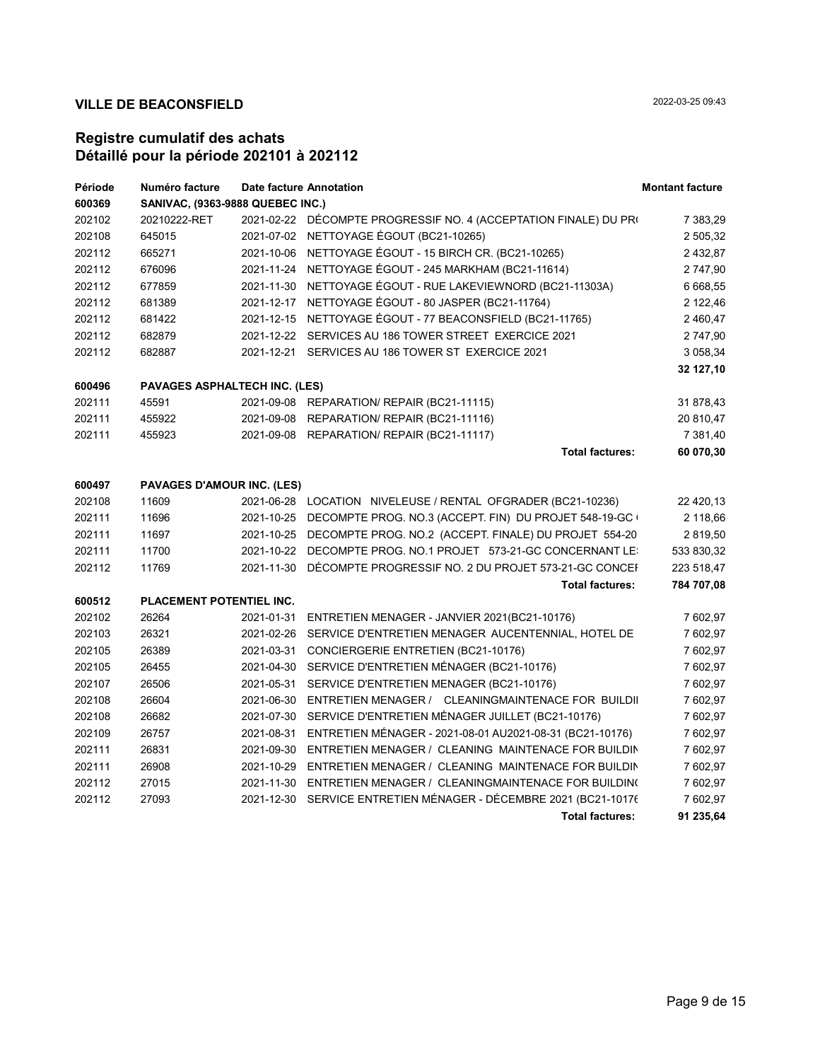**VILLE DE BEACONSFIELD**

2022-03-25 09:43

## Registre cumulatif des achats
## Détaillé pour la période 202101 à 202112

| Période | Numéro facture | Date facture | Annotation | Montant facture |
|---|---|---|---|---|
| **600369** | **SANIVAC, (9363-9888 QUEBEC INC.)** | | | |
| 202102 | 20210222-RET | 2021-02-22 | DÉCOMPTE PROGRESSIF NO. 4 (ACCEPTATION FINALE) DU PR( | 7 383,29 |
| 202108 | 645015 | 2021-07-02 | NETTOYAGE ÉGOUT (BC21-10265) | 2 505,32 |
| 202112 | 665271 | 2021-10-06 | NETTOYAGE ÉGOUT - 15 BIRCH CR. (BC21-10265) | 2 432,87 |
| 202112 | 676096 | 2021-11-24 | NETTOYAGE ÉGOUT - 245 MARKHAM (BC21-11614) | 2 747,90 |
| 202112 | 677859 | 2021-11-30 | NETTOYAGE ÉGOUT - RUE LAKEVIEWNORD (BC21-11303A) | 6 668,55 |
| 202112 | 681389 | 2021-12-17 | NETTOYAGE ÉGOUT - 80 JASPER (BC21-11764) | 2 122,46 |
| 202112 | 681422 | 2021-12-15 | NETTOYAGE ÉGOUT - 77 BEACONSFIELD (BC21-11765) | 2 460,47 |
| 202112 | 682879 | 2021-12-22 | SERVICES AU 186 TOWER STREET EXERCICE 2021 | 2 747,90 |
| 202112 | 682887 | 2021-12-21 | SERVICES AU 186 TOWER ST EXERCICE 2021 | 3 058,34 |
| | | | | **32 127,10** |
| **600496** | **PAVAGES ASPHALTECH INC. (LES)** | | | |
| 202111 | 45591 | 2021-09-08 | REPARATION/ REPAIR (BC21-11115) | 31 878,43 |
| 202111 | 455922 | 2021-09-08 | REPARATION/ REPAIR (BC21-11116) | 20 810,47 |
| 202111 | 455923 | 2021-09-08 | REPARATION/ REPAIR (BC21-11117) | 7 381,40 |
| | | | **Total factures:** | **60 070,30** |
| **600497** | **PAVAGES D'AMOUR INC. (LES)** | | | |
| 202108 | 11609 | 2021-06-28 | LOCATION NIVELEUSE / RENTAL OFGRADER (BC21-10236) | 22 420,13 |
| 202111 | 11696 | 2021-10-25 | DECOMPTE PROG. NO.3 (ACCEPT. FIN) DU PROJET 548-19-GC ( | 2 118,66 |
| 202111 | 11697 | 2021-10-25 | DECOMPTE PROG. NO.2 (ACCEPT. FINALE) DU PROJET 554-20 | 2 819,50 |
| 202111 | 11700 | 2021-10-22 | DECOMPTE PROG. NO.1 PROJET 573-21-GC CONCERNANT LE: | 533 830,32 |
| 202112 | 11769 | 2021-11-30 | DÉCOMPTE PROGRESSIF NO. 2 DU PROJET 573-21-GC CONCEI | 223 518,47 |
| | | | **Total factures:** | **784 707,08** |
| **600512** | **PLACEMENT POTENTIEL INC.** | | | |
| 202102 | 26264 | 2021-01-31 | ENTRETIEN MENAGER - JANVIER 2021(BC21-10176) | 7 602,97 |
| 202103 | 26321 | 2021-02-26 | SERVICE D'ENTRETIEN MENAGER AUCENTENNIAL, HOTEL DE | 7 602,97 |
| 202105 | 26389 | 2021-03-31 | CONCIERGERIE ENTRETIEN (BC21-10176) | 7 602,97 |
| 202105 | 26455 | 2021-04-30 | SERVICE D'ENTRETIEN MÉNAGER (BC21-10176) | 7 602,97 |
| 202107 | 26506 | 2021-05-31 | SERVICE D'ENTRETIEN MENAGER (BC21-10176) | 7 602,97 |
| 202108 | 26604 | 2021-06-30 | ENTRETIEN MENAGER / CLEANINGMAINTENACE FOR BUILDII | 7 602,97 |
| 202108 | 26682 | 2021-07-30 | SERVICE D'ENTRETIEN MÉNAGER JUILLET (BC21-10176) | 7 602,97 |
| 202109 | 26757 | 2021-08-31 | ENTRETIEN MÉNAGER - 2021-08-01 AU2021-08-31 (BC21-10176) | 7 602,97 |
| 202111 | 26831 | 2021-09-30 | ENTRETIEN MENAGER / CLEANING MAINTENACE FOR BUILDIN | 7 602,97 |
| 202111 | 26908 | 2021-10-29 | ENTRETIEN MENAGER / CLEANING MAINTENACE FOR BUILDIN | 7 602,97 |
| 202112 | 27015 | 2021-11-30 | ENTRETIEN MENAGER / CLEANINGMAINTENACE FOR BUILDIN( | 7 602,97 |
| 202112 | 27093 | 2021-12-30 | SERVICE ENTRETIEN MÉNAGER - DÉCEMBRE 2021 (BC21-1017( | 7 602,97 |
| | | | **Total factures:** | **91 235,64** |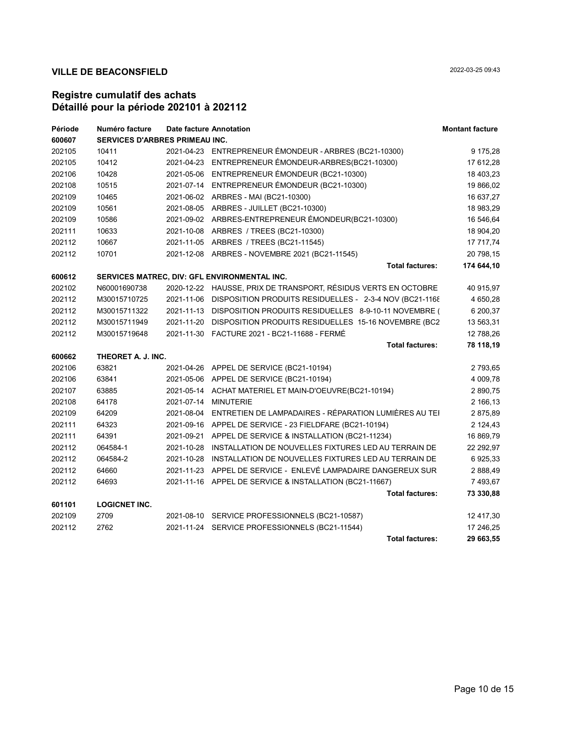**VILLE DE BEACONSFIELD** 2022-03-25 09:43

## Registre cumulatif des achats
## Détaillé pour la période 202101 à 202112

| Période | Numéro facture | Date facture | Annotation | Montant facture |
|---|---|---|---|---|
| **600607** | **SERVICES D'ARBRES PRIMEAU INC.** | | | |
| 202105 | 10411 | 2021-04-23 | ENTREPRENEUR ÉMONDEUR - ARBRES (BC21-10300) | 9 175,28 |
| 202105 | 10412 | 2021-04-23 | ENTREPRENEUR ÉMONDEUR-ARBRES(BC21-10300) | 17 612,28 |
| 202106 | 10428 | 2021-05-06 | ENTREPRENEUR ÉMONDEUR (BC21-10300) | 18 403,23 |
| 202108 | 10515 | 2021-07-14 | ENTREPRENEUR ÉMONDEUR (BC21-10300) | 19 866,02 |
| 202109 | 10465 | 2021-06-02 | ARBRES - MAI (BC21-10300) | 16 637,27 |
| 202109 | 10561 | 2021-08-05 | ARBRES - JUILLET (BC21-10300) | 18 983,29 |
| 202109 | 10586 | 2021-09-02 | ARBRES-ENTREPRENEUR ÉMONDEUR(BC21-10300) | 16 546,64 |
| 202111 | 10633 | 2021-10-08 | ARBRES / TREES (BC21-10300) | 18 904,20 |
| 202112 | 10667 | 2021-11-05 | ARBRES / TREES (BC21-11545) | 17 717,74 |
| 202112 | 10701 | 2021-12-08 | ARBRES - NOVEMBRE 2021 (BC21-11545) | 20 798,15 |
| | | | **Total factures:** | **174 644,10** |
| **600612** | **SERVICES MATREC, DIV: GFL ENVIRONMENTAL INC.** | | | |
| 202102 | N60001690738 | 2020-12-22 | HAUSSE, PRIX DE TRANSPORT, RÉSIDUS VERTS EN OCTOBRE | 40 915,97 |
| 202112 | M30015710725 | 2021-11-06 | DISPOSITION PRODUITS RESIDUELLES - 2-3-4 NOV (BC21-1168 | 4 650,28 |
| 202112 | M30015711322 | 2021-11-13 | DISPOSITION PRODUITS RESIDUELLES 8-9-10-11 NOVEMBRE ( | 6 200,37 |
| 202112 | M30015711949 | 2021-11-20 | DISPOSITION PRODUITS RESIDUELLES 15-16 NOVEMBRE (BC2 | 13 563,31 |
| 202112 | M30015719648 | 2021-11-30 | FACTURE 2021 - BC21-11688 - FERMÉ | 12 788,26 |
| | | | **Total factures:** | **78 118,19** |
| **600662** | **THEORET A. J. INC.** | | | |
| 202106 | 63821 | 2021-04-26 | APPEL DE SERVICE (BC21-10194) | 2 793,65 |
| 202106 | 63841 | 2021-05-06 | APPEL DE SERVICE (BC21-10194) | 4 009,78 |
| 202107 | 63885 | 2021-05-14 | ACHAT MATERIEL ET MAIN-D'OEUVRE(BC21-10194) | 2 890,75 |
| 202108 | 64178 | 2021-07-14 | MINUTERIE | 2 166,13 |
| 202109 | 64209 | 2021-08-04 | ENTRETIEN DE LAMPADAIRES - RÉPARATION LUMIÈRES AU TEI | 2 875,89 |
| 202111 | 64323 | 2021-09-16 | APPEL DE SERVICE - 23 FIELDFARE (BC21-10194) | 2 124,43 |
| 202111 | 64391 | 2021-09-21 | APPEL DE SERVICE & INSTALLATION (BC21-11234) | 16 869,79 |
| 202112 | 064584-1 | 2021-10-28 | INSTALLATION DE NOUVELLES FIXTURES LED AU TERRAIN DE | 22 292,97 |
| 202112 | 064584-2 | 2021-10-28 | INSTALLATION DE NOUVELLES FIXTURES LED AU TERRAIN DE | 6 925,33 |
| 202112 | 64660 | 2021-11-23 | APPEL DE SERVICE - ENLEVÉ LAMPADAIRE DANGEREUX SUR | 2 888,49 |
| 202112 | 64693 | 2021-11-16 | APPEL DE SERVICE & INSTALLATION (BC21-11667) | 7 493,67 |
| | | | **Total factures:** | **73 330,88** |
| **601101** | **LOGICNET INC.** | | | |
| 202109 | 2709 | 2021-08-10 | SERVICE PROFESSIONNELS (BC21-10587) | 12 417,30 |
| 202112 | 2762 | 2021-11-24 | SERVICE PROFESSIONNELS (BC21-11544) | 17 246,25 |
| | | | **Total factures:** | **29 663,55** |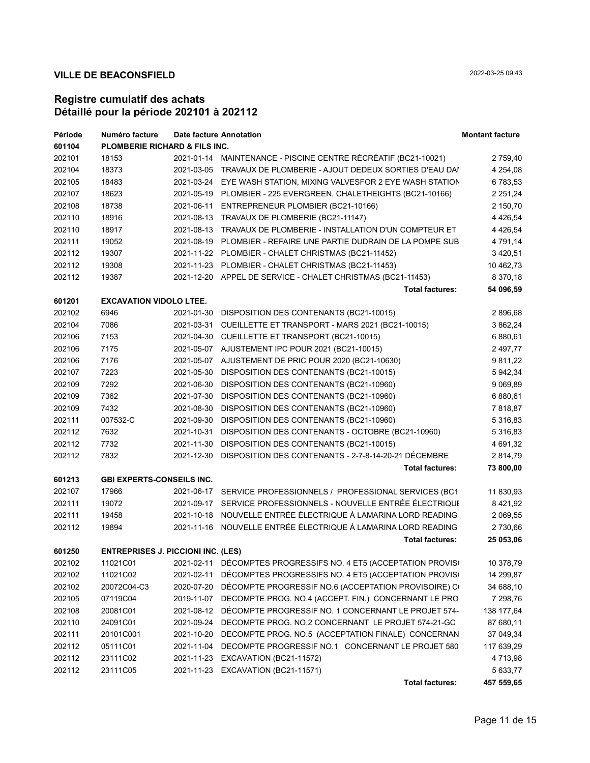**VILLE DE BEACONSFIELD**

2022-03-25 09:43

## Registre cumulatif des achats
## Détaillé pour la période 202101 à 202112

| Période | Numéro facture | Date facture | Annotation | Montant facture |
|---|---|---|---|---|
| **601104** | **PLOMBERIE RICHARD & FILS INC.** | | | |
| 202101 | 18153 | 2021-01-14 | MAINTENANCE - PISCINE CENTRE RÉCRÉATIF (BC21-10021) | 2 759,40 |
| 202104 | 18373 | 2021-03-05 | TRAVAUX DE PLOMBERIE - AJOUT DEDEUX SORTIES D'EAU DAI | 4 254,08 |
| 202105 | 18483 | 2021-03-24 | EYE WASH STATION, MIXING VALVESFOR 2 EYE WASH STATION | 6 783,53 |
| 202107 | 18623 | 2021-05-19 | PLOMBIER - 225 EVERGREEN, CHALETHEIGHTS (BC21-10166) | 2 251,24 |
| 202108 | 18738 | 2021-06-11 | ENTREPRENEUR PLOMBIER (BC21-10166) | 2 150,70 |
| 202110 | 18916 | 2021-08-13 | TRAVAUX DE PLOMBERIE (BC21-11147) | 4 426,54 |
| 202110 | 18917 | 2021-08-13 | TRAVAUX DE PLOMBERIE - INSTALLATION D'UN COMPTEUR ET | 4 426,54 |
| 202111 | 19052 | 2021-08-19 | PLOMBIER - REFAIRE UNE PARTIE DUDRAIN DE LA POMPE SUB | 4 791,14 |
| 202112 | 19307 | 2021-11-22 | PLOMBIER - CHALET CHRISTMAS (BC21-11452) | 3 420,51 |
| 202112 | 19308 | 2021-11-23 | PLOMBIER - CHALET CHRISTMAS (BC21-11453) | 10 462,73 |
| 202112 | 19387 | 2021-12-20 | APPEL DE SERVICE - CHALET CHRISTMAS (BC21-11453) | 8 370,18 |
| | | | **Total factures:** | **54 096,59** |
| **601201** | **EXCAVATION VIDOLO LTEE.** | | | |
| 202102 | 6946 | 2021-01-30 | DISPOSITION DES CONTENANTS (BC21-10015) | 2 896,68 |
| 202104 | 7086 | 2021-03-31 | CUEILLETTE ET TRANSPORT - MARS 2021 (BC21-10015) | 3 862,24 |
| 202106 | 7153 | 2021-04-30 | CUEILLETTE ET TRANSPORT (BC21-10015) | 6 880,61 |
| 202106 | 7175 | 2021-05-07 | AJUSTEMENT IPC POUR 2021 (BC21-10015) | 2 497,77 |
| 202106 | 7176 | 2021-05-07 | AJUSTEMENT DE PRIC POUR 2020 (BC21-10630) | 9 811,22 |
| 202107 | 7223 | 2021-05-30 | DISPOSITION DES CONTENANTS (BC21-10015) | 5 942,34 |
| 202109 | 7292 | 2021-06-30 | DISPOSITION DES CONTENANTS (BC21-10960) | 9 069,89 |
| 202109 | 7362 | 2021-07-30 | DISPOSITION DES CONTENANTS (BC21-10960) | 6 880,61 |
| 202109 | 7432 | 2021-08-30 | DISPOSITION DES CONTENANTS (BC21-10960) | 7 818,87 |
| 202111 | 007532-C | 2021-09-30 | DISPOSITION DES CONTENANTS (BC21-10960) | 5 316,83 |
| 202112 | 7632 | 2021-10-31 | DISPOSITION DES CONTENANTS - OCTOBRE (BC21-10960) | 5 316,83 |
| 202112 | 7732 | 2021-11-30 | DISPOSITION DES CONTENANTS (BC21-10015) | 4 691,32 |
| 202112 | 7832 | 2021-12-30 | DISPOSITION DES CONTENANTS - 2-7-8-14-20-21 DÉCEMBRE | 2 814,79 |
| | | | **Total factures:** | **73 800,00** |
| **601213** | **GBI EXPERTS-CONSEILS INC.** | | | |
| 202107 | 17966 | 2021-06-17 | SERVICE PROFESSIONNELS / PROFESSIONAL SERVICES (BC1 | 11 830,93 |
| 202111 | 19072 | 2021-09-17 | SERVICE PROFESSIONNELS - NOUVELLE ENTRÉE ÉLECTRIQUI | 8 421,92 |
| 202111 | 19458 | 2021-10-18 | NOUVELLE ENTRÉE ÉLECTRIQUE À LAMARINA LORD READING | 2 069,55 |
| 202112 | 19894 | 2021-11-16 | NOUVELLE ENTRÉE ÉLECTRIQUE À LAMARINA LORD READING | 2 730,66 |
| | | | **Total factures:** | **25 053,06** |
| **601250** | **ENTREPRISES J. PICCIONI INC. (LES)** | | | |
| 202102 | 11021C01 | 2021-02-11 | DÉCOMPTES PROGRESSIFS NO. 4 ET5 (ACCEPTATION PROVISO | 10 378,79 |
| 202102 | 11021C02 | 2021-02-11 | DÉCOMPTES PROGRESSIFS NO. 4 ET5 (ACCEPTATION PROVISO | 14 299,87 |
| 202102 | 20072C04-C3 | 2020-07-20 | DÉCOMPTE PROGRESSIF NO.6 (ACCEPTATION PROVISOIRE) C | 34 688,10 |
| 202105 | 07119C04 | 2019-11-07 | DECOMPTE PROG. NO.4 (ACCEPT. FIN.) CONCERNANT LE PRO | 7 298,76 |
| 202108 | 20081C01 | 2021-08-12 | DÉCOMPTE PROGRESSIF NO. 1 CONCERNANT LE PROJET 574- | 138 177,64 |
| 202110 | 24091C01 | 2021-09-24 | DECOMPTE PROG. NO.2 CONCERNANT LE PROJET 574-21-GC | 87 680,11 |
| 202111 | 20101C001 | 2021-10-20 | DECOMPTE PROG. NO.5 (ACCEPTATION FINALE) CONCERNAN | 37 049,34 |
| 202112 | 05111C01 | 2021-11-04 | DECOMPTE PROGRESSIF NO.1 CONCERNANT LE PROJET 580 | 117 639,29 |
| 202112 | 23111C02 | 2021-11-23 | EXCAVATION (BC21-11572) | 4 713,98 |
| 202112 | 23111C05 | 2021-11-23 | EXCAVATION (BC21-11571) | 5 633,77 |
| | | | **Total factures:** | **457 559,65** |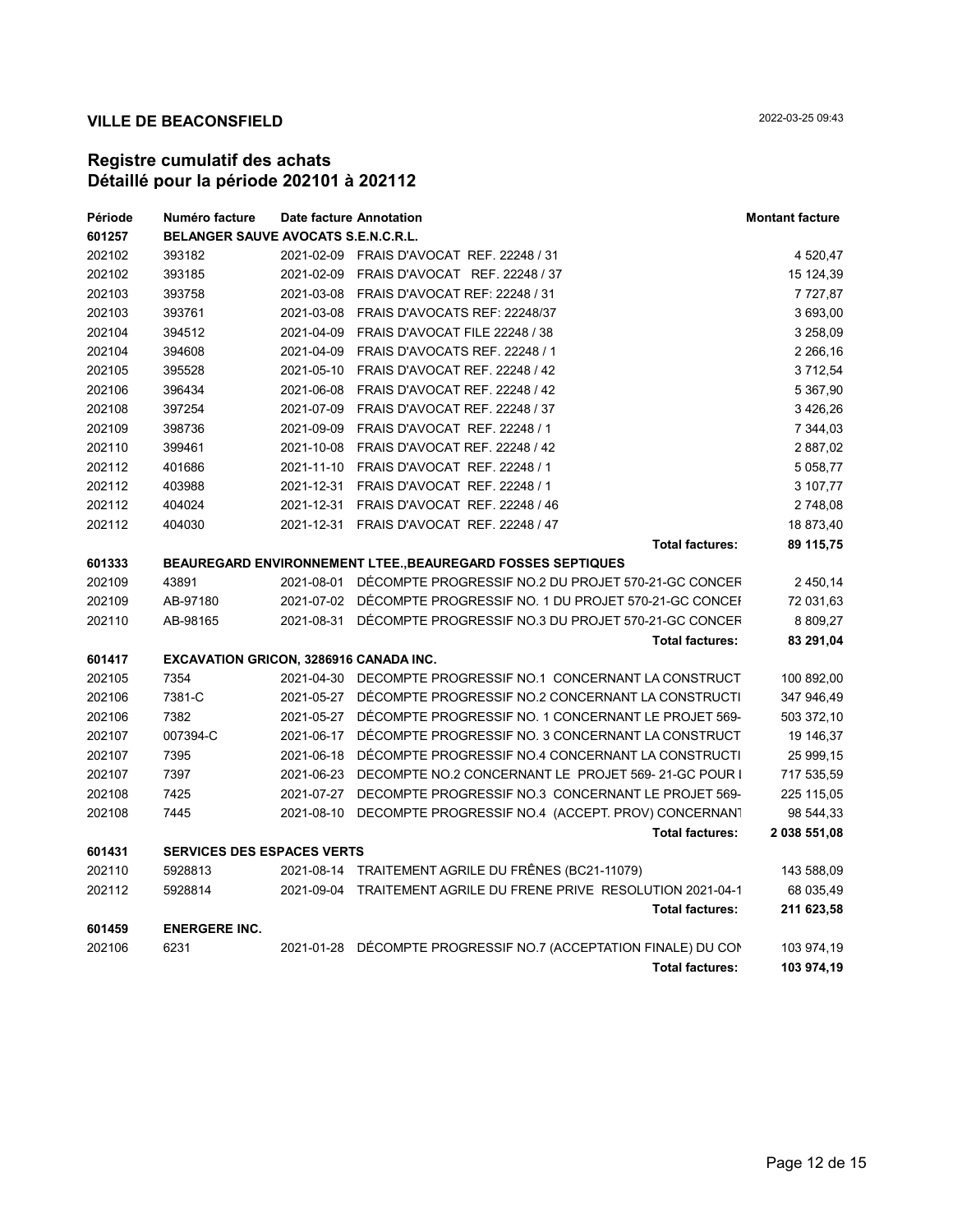**VILLE DE BEACONSFIELD**

2022-03-25 09:43

## Registre cumulatif des achats
## Détaillé pour la période 202101 à 202112

| Période | Numéro facture | Date facture | Annotation | Montant facture |
|---|---|---|---|---|
| **601257** | **BELANGER SAUVE AVOCATS S.E.N.C.R.L.** | | | |
| 202102 | 393182 | 2021-02-09 | FRAIS D'AVOCAT REF. 22248 / 31 | 4 520,47 |
| 202102 | 393185 | 2021-02-09 | FRAIS D'AVOCAT REF. 22248 / 37 | 15 124,39 |
| 202103 | 393758 | 2021-03-08 | FRAIS D'AVOCAT REF: 22248 / 31 | 7 727,87 |
| 202103 | 393761 | 2021-03-08 | FRAIS D'AVOCATS REF: 22248/37 | 3 693,00 |
| 202104 | 394512 | 2021-04-09 | FRAIS D'AVOCAT FILE 22248 / 38 | 3 258,09 |
| 202104 | 394608 | 2021-04-09 | FRAIS D'AVOCATS REF. 22248 / 1 | 2 266,16 |
| 202105 | 395528 | 2021-05-10 | FRAIS D'AVOCAT REF. 22248 / 42 | 3 712,54 |
| 202106 | 396434 | 2021-06-08 | FRAIS D'AVOCAT REF. 22248 / 42 | 5 367,90 |
| 202108 | 397254 | 2021-07-09 | FRAIS D'AVOCAT REF. 22248 / 37 | 3 426,26 |
| 202109 | 398736 | 2021-09-09 | FRAIS D'AVOCAT REF. 22248 / 1 | 7 344,03 |
| 202110 | 399461 | 2021-10-08 | FRAIS D'AVOCAT REF. 22248 / 42 | 2 887,02 |
| 202112 | 401686 | 2021-11-10 | FRAIS D'AVOCAT REF. 22248 / 1 | 5 058,77 |
| 202112 | 403988 | 2021-12-31 | FRAIS D'AVOCAT REF. 22248 / 1 | 3 107,77 |
| 202112 | 404024 | 2021-12-31 | FRAIS D'AVOCAT REF. 22248 / 46 | 2 748,08 |
| 202112 | 404030 | 2021-12-31 | FRAIS D'AVOCAT REF. 22248 / 47 | 18 873,40 |
| | | | **Total factures:** | **89 115,75** |
| **601333** | **BEAUREGARD ENVIRONNEMENT LTEE.,BEAUREGARD FOSSES SEPTIQUES** | | | |
| 202109 | 43891 | 2021-08-01 | DÉCOMPTE PROGRESSIF NO.2 DU PROJET 570-21-GC CONCER | 2 450,14 |
| 202109 | AB-97180 | 2021-07-02 | DÉCOMPTE PROGRESSIF NO. 1 DU PROJET 570-21-GC CONCEI | 72 031,63 |
| 202110 | AB-98165 | 2021-08-31 | DÉCOMPTE PROGRESSIF NO.3 DU PROJET 570-21-GC CONCER | 8 809,27 |
| | | | **Total factures:** | **83 291,04** |
| **601417** | **EXCAVATION GRICON, 3286916 CANADA INC.** | | | |
| 202105 | 7354 | 2021-04-30 | DECOMPTE PROGRESSIF NO.1 CONCERNANT LA CONSTRUCT | 100 892,00 |
| 202106 | 7381-C | 2021-05-27 | DÉCOMPTE PROGRESSIF NO.2 CONCERNANT LA CONSTRUCTI | 347 946,49 |
| 202106 | 7382 | 2021-05-27 | DÉCOMPTE PROGRESSIF NO. 1 CONCERNANT LE PROJET 569- | 503 372,10 |
| 202107 | 007394-C | 2021-06-17 | DÉCOMPTE PROGRESSIF NO. 3 CONCERNANT LA CONSTRUCT | 19 146,37 |
| 202107 | 7395 | 2021-06-18 | DÉCOMPTE PROGRESSIF NO.4 CONCERNANT LA CONSTRUCTI | 25 999,15 |
| 202107 | 7397 | 2021-06-23 | DECOMPTE NO.2 CONCERNANT LE PROJET 569- 21-GC POUR I | 717 535,59 |
| 202108 | 7425 | 2021-07-27 | DECOMPTE PROGRESSIF NO.3 CONCERNANT LE PROJET 569- | 225 115,05 |
| 202108 | 7445 | 2021-08-10 | DECOMPTE PROGRESSIF NO.4 (ACCEPT. PROV) CONCERNANT | 98 544,33 |
| | | | **Total factures:** | **2 038 551,08** |
| **601431** | **SERVICES DES ESPACES VERTS** | | | |
| 202110 | 5928813 | 2021-08-14 | TRAITEMENT AGRILE DU FRÊNES (BC21-11079) | 143 588,09 |
| 202112 | 5928814 | 2021-09-04 | TRAITEMENT AGRILE DU FRENE PRIVE RESOLUTION 2021-04-1 | 68 035,49 |
| | | | **Total factures:** | **211 623,58** |
| **601459** | **ENERGERE INC.** | | | |
| 202106 | 6231 | 2021-01-28 | DÉCOMPTE PROGRESSIF NO.7 (ACCEPTATION FINALE) DU CON | 103 974,19 |
| | | | **Total factures:** | **103 974,19** |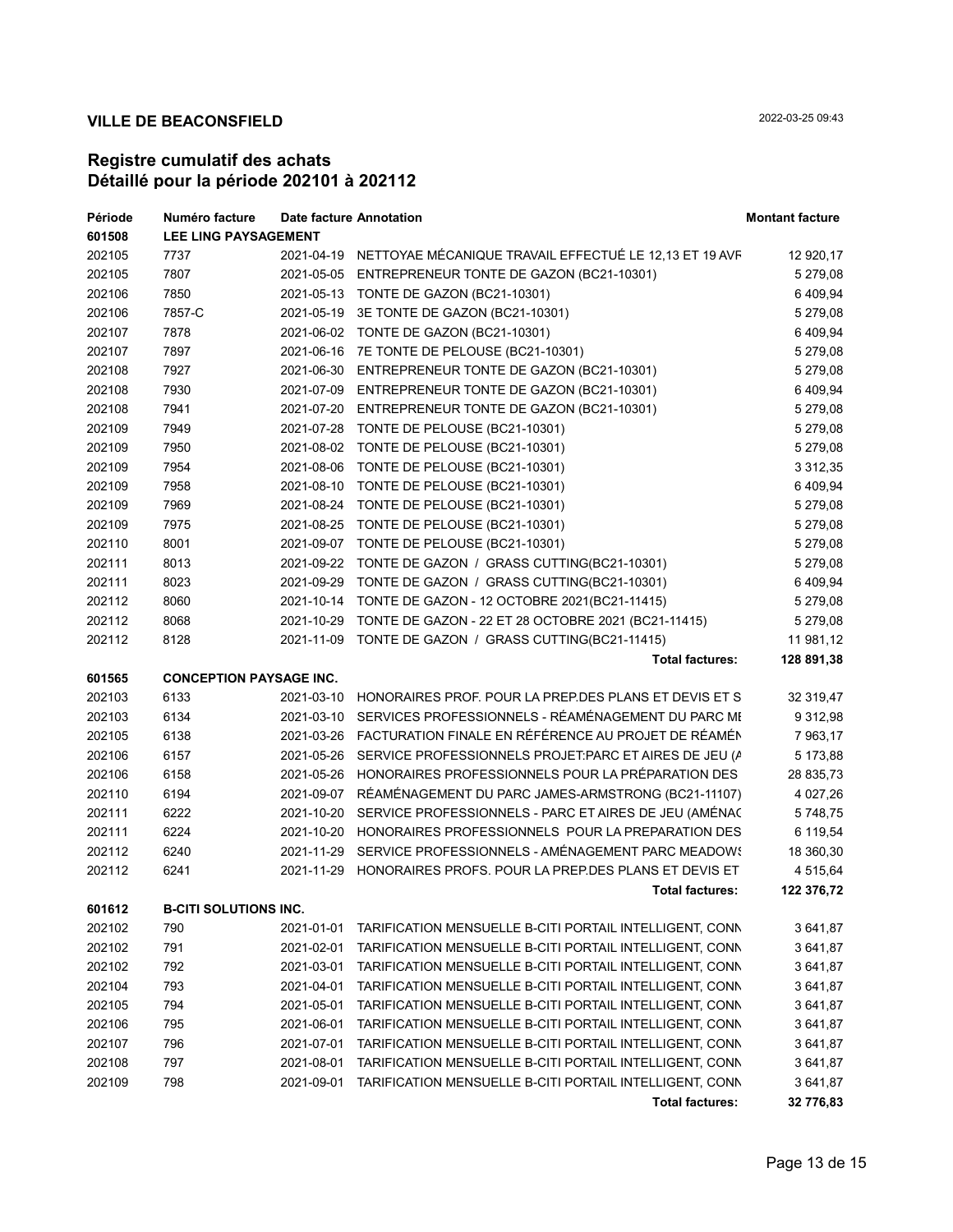**VILLE DE BEACONSFIELD** 2022-03-25 09:43

## Registre cumulatif des achats
## Détaillé pour la période 202101 à 202112

| Période | Numéro facture | Date facture | Annotation | Montant facture |
|---|---|---|---|---|
| **601508** | **LEE LING PAYSAGEMENT** | | | |
| 202105 | 7737 | 2021-04-19 | NETTOYAE MÉCANIQUE TRAVAIL EFFECTUÉ LE 12,13 ET 19 AVF | 12 920,17 |
| 202105 | 7807 | 2021-05-05 | ENTREPRENEUR TONTE DE GAZON (BC21-10301) | 5 279,08 |
| 202106 | 7850 | 2021-05-13 | TONTE DE GAZON (BC21-10301) | 6 409,94 |
| 202106 | 7857-C | 2021-05-19 | 3E TONTE DE GAZON (BC21-10301) | 5 279,08 |
| 202107 | 7878 | 2021-06-02 | TONTE DE GAZON (BC21-10301) | 6 409,94 |
| 202107 | 7897 | 2021-06-16 | 7E TONTE DE PELOUSE (BC21-10301) | 5 279,08 |
| 202108 | 7927 | 2021-06-30 | ENTREPRENEUR TONTE DE GAZON (BC21-10301) | 5 279,08 |
| 202108 | 7930 | 2021-07-09 | ENTREPRENEUR TONTE DE GAZON (BC21-10301) | 6 409,94 |
| 202108 | 7941 | 2021-07-20 | ENTREPRENEUR TONTE DE GAZON (BC21-10301) | 5 279,08 |
| 202109 | 7949 | 2021-07-28 | TONTE DE PELOUSE (BC21-10301) | 5 279,08 |
| 202109 | 7950 | 2021-08-02 | TONTE DE PELOUSE (BC21-10301) | 5 279,08 |
| 202109 | 7954 | 2021-08-06 | TONTE DE PELOUSE (BC21-10301) | 3 312,35 |
| 202109 | 7958 | 2021-08-10 | TONTE DE PELOUSE (BC21-10301) | 6 409,94 |
| 202109 | 7969 | 2021-08-24 | TONTE DE PELOUSE (BC21-10301) | 5 279,08 |
| 202109 | 7975 | 2021-08-25 | TONTE DE PELOUSE (BC21-10301) | 5 279,08 |
| 202110 | 8001 | 2021-09-07 | TONTE DE PELOUSE (BC21-10301) | 5 279,08 |
| 202111 | 8013 | 2021-09-22 | TONTE DE GAZON / GRASS CUTTING(BC21-10301) | 5 279,08 |
| 202111 | 8023 | 2021-09-29 | TONTE DE GAZON / GRASS CUTTING(BC21-10301) | 6 409,94 |
| 202112 | 8060 | 2021-10-14 | TONTE DE GAZON - 12 OCTOBRE 2021(BC21-11415) | 5 279,08 |
| 202112 | 8068 | 2021-10-29 | TONTE DE GAZON - 22 ET 28 OCTOBRE 2021 (BC21-11415) | 5 279,08 |
| 202112 | 8128 | 2021-11-09 | TONTE DE GAZON / GRASS CUTTING(BC21-11415) | 11 981,12 |
| | | | **Total factures:** | **128 891,38** |
| **601565** | **CONCEPTION PAYSAGE INC.** | | | |
| 202103 | 6133 | 2021-03-10 | HONORAIRES PROF. POUR LA PREP.DES PLANS ET DEVIS ET S | 32 319,47 |
| 202103 | 6134 | 2021-03-10 | SERVICES PROFESSIONNELS - RÉAMÉNAGEMENT DU PARC MI | 9 312,98 |
| 202105 | 6138 | 2021-03-26 | FACTURATION FINALE EN RÉFÉRENCE AU PROJET DE RÉAMÉN | 7 963,17 |
| 202106 | 6157 | 2021-05-26 | SERVICE PROFESSIONNELS PROJET:PARC ET AIRES DE JEU (A | 5 173,88 |
| 202106 | 6158 | 2021-05-26 | HONORAIRES PROFESSIONNELS POUR LA PRÉPARATION DES | 28 835,73 |
| 202110 | 6194 | 2021-09-07 | RÉAMÉNAGEMENT DU PARC JAMES-ARMSTRONG (BC21-11107) | 4 027,26 |
| 202111 | 6222 | 2021-10-20 | SERVICE PROFESSIONNELS - PARC ET AIRES DE JEU (AMÉNAC | 5 748,75 |
| 202111 | 6224 | 2021-10-20 | HONORAIRES PROFESSIONNELS POUR LA PREPARATION DES | 6 119,54 |
| 202112 | 6240 | 2021-11-29 | SERVICE PROFESSIONNELS - AMÉNAGEMENT PARC MEADOWS | 18 360,30 |
| 202112 | 6241 | 2021-11-29 | HONORAIRES PROFS. POUR LA PREP.DES PLANS ET DEVIS ET | 4 515,64 |
| | | | **Total factures:** | **122 376,72** |
| **601612** | **B-CITI SOLUTIONS INC.** | | | |
| 202102 | 790 | 2021-01-01 | TARIFICATION MENSUELLE B-CITI PORTAIL INTELLIGENT, CONN | 3 641,87 |
| 202102 | 791 | 2021-02-01 | TARIFICATION MENSUELLE B-CITI PORTAIL INTELLIGENT, CONN | 3 641,87 |
| 202102 | 792 | 2021-03-01 | TARIFICATION MENSUELLE B-CITI PORTAIL INTELLIGENT, CONN | 3 641,87 |
| 202104 | 793 | 2021-04-01 | TARIFICATION MENSUELLE B-CITI PORTAIL INTELLIGENT, CONN | 3 641,87 |
| 202105 | 794 | 2021-05-01 | TARIFICATION MENSUELLE B-CITI PORTAIL INTELLIGENT, CONN | 3 641,87 |
| 202106 | 795 | 2021-06-01 | TARIFICATION MENSUELLE B-CITI PORTAIL INTELLIGENT, CONN | 3 641,87 |
| 202107 | 796 | 2021-07-01 | TARIFICATION MENSUELLE B-CITI PORTAIL INTELLIGENT, CONN | 3 641,87 |
| 202108 | 797 | 2021-08-01 | TARIFICATION MENSUELLE B-CITI PORTAIL INTELLIGENT, CONN | 3 641,87 |
| 202109 | 798 | 2021-09-01 | TARIFICATION MENSUELLE B-CITI PORTAIL INTELLIGENT, CONN | 3 641,87 |
| | | | **Total factures:** | **32 776,83** |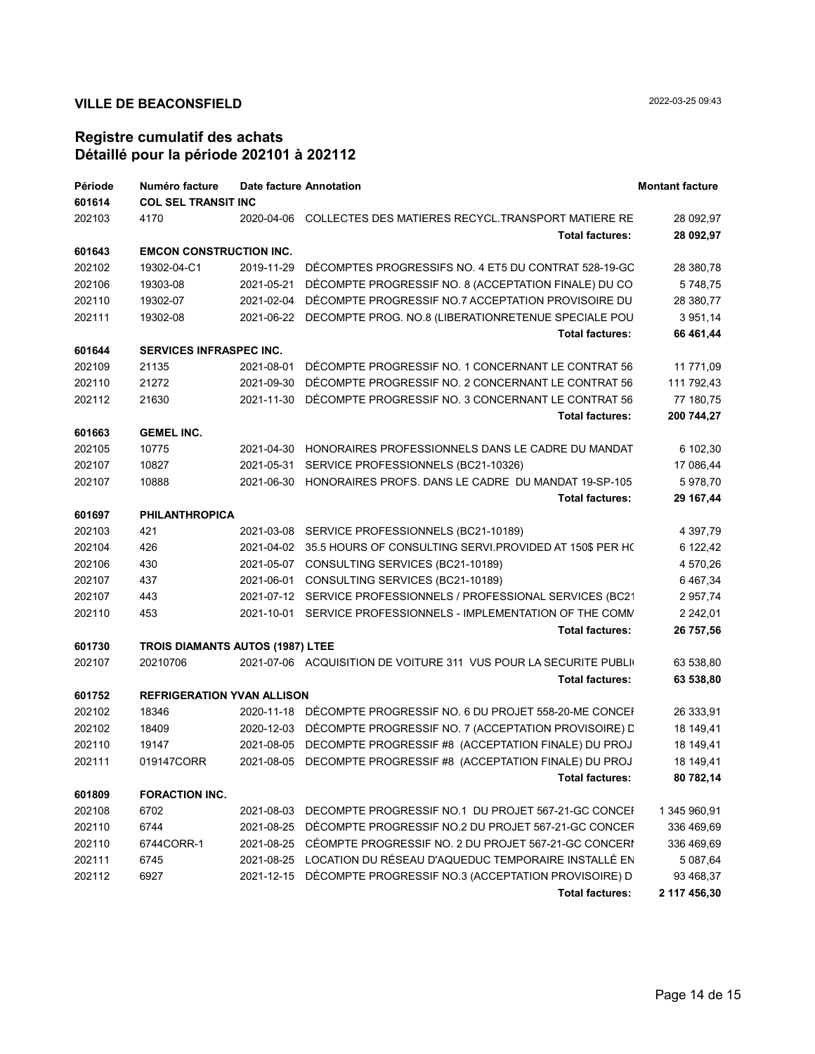# VILLE DE BEACONSFIELD

2022-03-25 09:43

## Registre cumulatif des achats
## Détaillé pour la période 202101 à 202112

| Période | Numéro facture | Date facture | Annotation | Montant facture |
|---|---|---|---|---|
| **601614** | **COL SEL TRANSIT INC** | | | |
| 202103 | 4170 | 2020-04-06 | COLLECTES DES MATIERES RECYCL.TRANSPORT MATIERE RE | 28 092,97 |
| | | | **Total factures:** | **28 092,97** |
| **601643** | **EMCON CONSTRUCTION INC.** | | | |
| 202102 | 19302-04-C1 | 2019-11-29 | DÉCOMPTES PROGRESSIFS NO. 4 ET5 DU CONTRAT 528-19-GC | 28 380,78 |
| 202106 | 19303-08 | 2021-05-21 | DÉCOMPTE PROGRESSIF NO. 8 (ACCEPTATION FINALE) DU CO | 5 748,75 |
| 202110 | 19302-07 | 2021-02-04 | DÉCOMPTE PROGRESSIF NO.7 ACCEPTATION PROVISOIRE DU | 28 380,77 |
| 202111 | 19302-08 | 2021-06-22 | DECOMPTE PROG. NO.8 (LIBERATIONRETENUE SPECIALE POU | 3 951,14 |
| | | | **Total factures:** | **66 461,44** |
| **601644** | **SERVICES INFRASPEC INC.** | | | |
| 202109 | 21135 | 2021-08-01 | DÉCOMPTE PROGRESSIF NO. 1 CONCERNANT LE CONTRAT 56 | 11 771,09 |
| 202110 | 21272 | 2021-09-30 | DÉCOMPTE PROGRESSIF NO. 2 CONCERNANT LE CONTRAT 56 | 111 792,43 |
| 202112 | 21630 | 2021-11-30 | DÉCOMPTE PROGRESSIF NO. 3 CONCERNANT LE CONTRAT 56 | 77 180,75 |
| | | | **Total factures:** | **200 744,27** |
| **601663** | **GEMEL INC.** | | | |
| 202105 | 10775 | 2021-04-30 | HONORAIRES PROFESSIONNELS DANS LE CADRE DU MANDAT | 6 102,30 |
| 202107 | 10827 | 2021-05-31 | SERVICE PROFESSIONNELS (BC21-10326) | 17 086,44 |
| 202107 | 10888 | 2021-06-30 | HONORAIRES PROFS. DANS LE CADRE DU MANDAT 19-SP-105 | 5 978,70 |
| | | | **Total factures:** | **29 167,44** |
| **601697** | **PHILANTHROPICA** | | | |
| 202103 | 421 | 2021-03-08 | SERVICE PROFESSIONNELS (BC21-10189) | 4 397,79 |
| 202104 | 426 | 2021-04-02 | 35.5 HOURS OF CONSULTING SERVI.PROVIDED AT 150$ PER HC | 6 122,42 |
| 202106 | 430 | 2021-05-07 | CONSULTING SERVICES (BC21-10189) | 4 570,26 |
| 202107 | 437 | 2021-06-01 | CONSULTING SERVICES (BC21-10189) | 6 467,34 |
| 202107 | 443 | 2021-07-12 | SERVICE PROFESSIONNELS / PROFESSIONAL SERVICES (BC21 | 2 957,74 |
| 202110 | 453 | 2021-10-01 | SERVICE PROFESSIONNELS - IMPLEMENTATION OF THE COMM | 2 242,01 |
| | | | **Total factures:** | **26 757,56** |
| **601730** | **TROIS DIAMANTS AUTOS (1987) LTEE** | | | |
| 202107 | 20210706 | 2021-07-06 | ACQUISITION DE VOITURE 311 VUS POUR LA SECURITE PUBLI | 63 538,80 |
| | | | **Total factures:** | **63 538,80** |
| **601752** | **REFRIGERATION YVAN ALLISON** | | | |
| 202102 | 18346 | 2020-11-18 | DÉCOMPTE PROGRESSIF NO. 6 DU PROJET 558-20-ME CONCEI | 26 333,91 |
| 202102 | 18409 | 2020-12-03 | DÉCOMPTE PROGRESSIF NO. 7 (ACCEPTATION PROVISOIRE) D | 18 149,41 |
| 202110 | 19147 | 2021-08-05 | DECOMPTE PROGRESSIF #8 (ACCEPTATION FINALE) DU PROJ | 18 149,41 |
| 202111 | 019147CORR | 2021-08-05 | DECOMPTE PROGRESSIF #8 (ACCEPTATION FINALE) DU PROJ | 18 149,41 |
| | | | **Total factures:** | **80 782,14** |
| **601809** | **FORACTION INC.** | | | |
| 202108 | 6702 | 2021-08-03 | DECOMPTE PROGRESSIF NO.1 DU PROJET 567-21-GC CONCEI | 1 345 960,91 |
| 202110 | 6744 | 2021-08-25 | DÉCOMPTE PROGRESSIF NO.2 DU PROJET 567-21-GC CONCER | 336 469,69 |
| 202110 | 6744CORR-1 | 2021-08-25 | CÉOMPTE PROGRESSIF NO. 2 DU PROJET 567-21-GC CONCERI | 336 469,69 |
| 202111 | 6745 | 2021-08-25 | LOCATION DU RÉSEAU D'AQUEDUC TEMPORAIRE INSTALLÉ EN | 5 087,64 |
| 202112 | 6927 | 2021-12-15 | DÉCOMPTE PROGRESSIF NO.3 (ACCEPTATION PROVISOIRE) D | 93 468,37 |
| | | | **Total factures:** | **2 117 456,30** |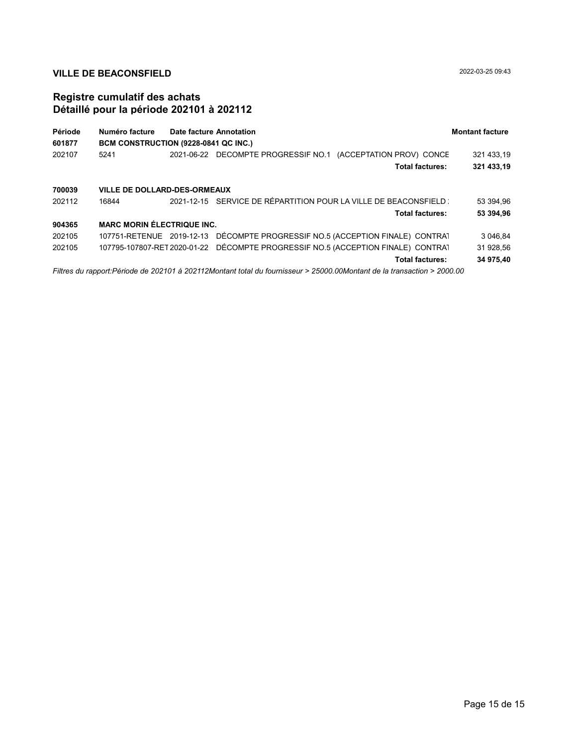**VILLE DE BEACONSFIELD** 2022-03-25 09:43

## Registre cumulatif des achats
## Détaillé pour la période 202101 à 202112

| Période | Numéro facture | Date facture | Annotation | Montant facture |
|---|---|---|---|---|
| **601877** | **BCM CONSTRUCTION (9228-0841 QC INC.)** | | | |
| 202107 | 5241 | 2021-06-22 | DECOMPTE PROGRESSIF NO.1 (ACCEPTATION PROV) CONCE | 321 433,19 |
| | | | **Total factures:** | **321 433,19** |
| **700039** | **VILLE DE DOLLARD-DES-ORMEAUX** | | | |
| 202112 | 16844 | 2021-12-15 | SERVICE DE RÉPARTITION POUR LA VILLE DE BEACONSFIELD : | 53 394,96 |
| | | | **Total factures:** | **53 394,96** |
| **904365** | **MARC MORIN ÉLECTRIQUE INC.** | | | |
| 202105 | 107751-RETENUE | 2019-12-13 | DÉCOMPTE PROGRESSIF NO.5 (ACCEPTION FINALE) CONTRAT | 3 046,84 |
| 202105 | 107795-107807-RET | 2020-01-22 | DÉCOMPTE PROGRESSIF NO.5 (ACCEPTION FINALE) CONTRAT | 31 928,56 |
| | | | **Total factures:** | **34 975,40** |

*Filtres du rapport:Période de 202101 à 202112Montant total du fournisseur > 25000.00Montant de la transaction > 2000.00*